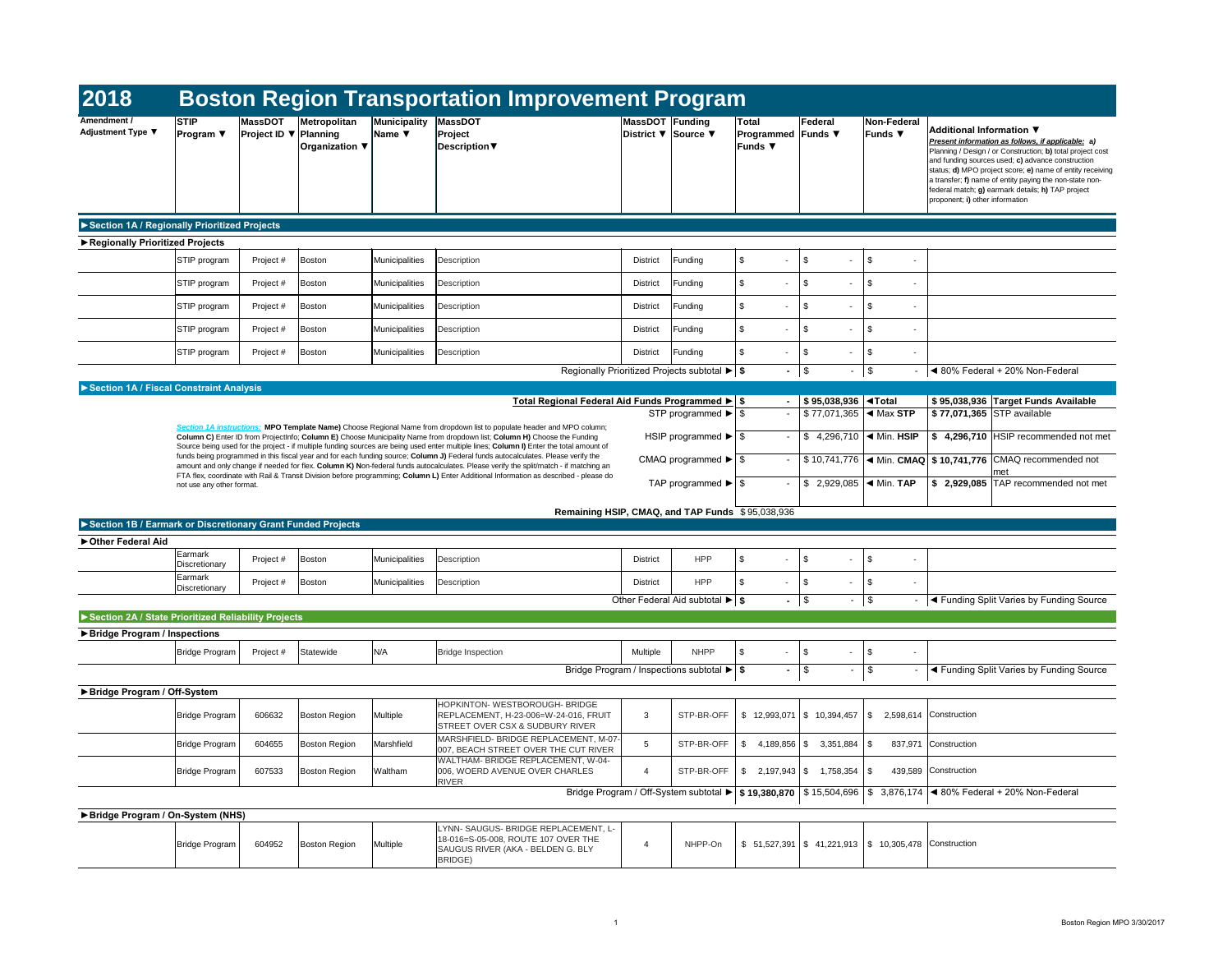# 2018 Boston Region Transportation Improvement Program

| Amendment / Adjustment Type ▼ | STIP Program ▼ | MassDOT Project ID ▼ | Metropolitan Planning Organization ▼ | Municipality Name ▼ | MassDOT Project Description▼ | MassDOT District ▼ | Funding Source ▼ | Total Programmed Funds ▼ | Federal Funds ▼ | Non-Federal Funds ▼ | Additional Information ▼ *Present information as follows, if applicable:* **a)** Planning / Design / or Construction; **b)** total project cost and funding sources used; **c)** advance construction status; **d)** MPO project score; **e)** name of entity receiving a transfer; **f)** name of entity paying the non-state non-federal match; **g)** earmark details; **h)** TAP project proponent; **i)** other information |
|---|---|---|---|---|---|---|---|---|---|---|---|
| **►Section 1A / Regionally Prioritized Projects** | | | | | | | | | | | |
| **►Regionally Prioritized Projects** | | | | | | | | | | | |
| | STIP program | Project # | Boston | Municipalities | Description | District | Funding | $ - | $ - | $ - | |
| | STIP program | Project # | Boston | Municipalities | Description | District | Funding | $ - | $ - | $ - | |
| | STIP program | Project # | Boston | Municipalities | Description | District | Funding | $ - | $ - | $ - | |
| | STIP program | Project # | Boston | Municipalities | Description | District | Funding | $ - | $ - | $ - | |
| | STIP program | Project # | Boston | Municipalities | Description | District | Funding | $ - | $ - | $ - | |
| | | | | | | Regionally Prioritized Projects subtotal ► | | **$ -** | $ - | $ - | ◄ 80% Federal + 20% Non-Federal |
| **►Section 1A / Fiscal Constraint Analysis** | | | | | | | | | | | |
| | | | | | | **Total Regional Federal Aid Funds Programmed ►** | | **$ -** | **$ 95,038,936** | **◄Total** | **$ 95,038,936 Target Funds Available** |
| | | | | | | STP programmed ► | | $ - | $ 77,071,365 | ◄ Max **STP** | **$ 77,071,365** STP available |
| | | | | | | HSIP programmed ► | | $ - | $ 4,296,710 | ◄ Min. **HSIP** | **$ 4,296,710** HSIP recommended not met |
| | | | | | | CMAQ programmed ► | | $ - | $ 10,741,776 | ◄ Min. **CMAQ** | **$ 10,741,776** CMAQ recommended not met |
| | | | | | | TAP programmed ► | | $ - | $ 2,929,085 | ◄ Min. **TAP** | **$ 2,929,085** TAP recommended not met |
| | | | | | | **Remaining HSIP, CMAQ, and TAP Funds** | | $ 95,038,936 | | | |
| **►Section 1B / Earmark or Discretionary Grant Funded Projects** | | | | | | | | | | | |
| **►Other Federal Aid** | | | | | | | | | | | |
| | Earmark Discretionary | Project # | Boston | Municipalities | Description | District | HPP | $ - | $ - | $ - | |
| | Earmark Discretionary | Project # | Boston | Municipalities | Description | District | HPP | $ - | $ - | $ - | |
| | | | | | | Other Federal Aid subtotal ► | | **$ -** | $ - | $ - | ◄ Funding Split Varies by Funding Source |
| **►Section 2A / State Prioritized Reliability Projects** | | | | | | | | | | | |
| **►Bridge Program / Inspections** | | | | | | | | | | | |
| | Bridge Program | Project # | Statewide | N/A | Bridge Inspection | Multiple | NHPP | $ - | $ - | $ - | |
| | | | | | | Bridge Program / Inspections subtotal ► | | **$ -** | $ - | $ - | ◄ Funding Split Varies by Funding Source |
| **►Bridge Program / Off-System** | | | | | | | | | | | |
| | Bridge Program | 606632 | Boston Region | Multiple | HOPKINTON- WESTBOROUGH- BRIDGE REPLACEMENT, H-23-006=W-24-016, FRUIT STREET OVER CSX & SUDBURY RIVER | 3 | STP-BR-OFF | $ 12,993,071 | $ 10,394,457 | $ 2,598,614 | Construction |
| | Bridge Program | 604655 | Boston Region | Marshfield | MARSHFIELD- BRIDGE REPLACEMENT, M-07-007, BEACH STREET OVER THE CUT RIVER | 5 | STP-BR-OFF | $ 4,189,856 | $ 3,351,884 | $ 837,971 | Construction |
| | Bridge Program | 607533 | Boston Region | Waltham | WALTHAM- BRIDGE REPLACEMENT, W-04-006, WOERD AVENUE OVER CHARLES RIVER | 4 | STP-BR-OFF | $ 2,197,943 | $ 1,758,354 | $ 439,589 | Construction |
| | | | | | | Bridge Program / Off-System subtotal ► | | **$ 19,380,870** | $ 15,504,696 | $ 3,876,174 | ◄ 80% Federal + 20% Non-Federal |
| **►Bridge Program / On-System (NHS)** | | | | | | | | | | | |
| | Bridge Program | 604952 | Boston Region | Multiple | LYNN- SAUGUS- BRIDGE REPLACEMENT, L-18-016=S-05-008, ROUTE 107 OVER THE SAUGUS RIVER (AKA - BELDEN G. BLY BRIDGE) | 4 | NHPP-On | $ 51,527,391 | $ 41,221,913 | $ 10,305,478 | Construction |

*Section 1A instructions:* **MPO Template Name)** Choose Regional Name from dropdown list to populate header and MPO column; **Column C)** Enter ID from ProjectInfo; **Column E)** Choose Municipality Name from dropdown list; **Column H)** Choose the Funding Source being used for the project - if multiple funding sources are being used enter multiple lines; **Column I)** Enter the total amount of funds being programmed in this fiscal year and for each funding source; **Column J)** Federal funds autocalculates. Please verify the amount and only change if needed for flex. **Column K) N**on-federal funds autocalculates. Please verify the split/match - if matching an FTA flex, coordinate with Rail & Transit Division before programming; **Column L)** Enter Additional Information as described - please do not use any other format.

Boston Region MPO 3/30/2017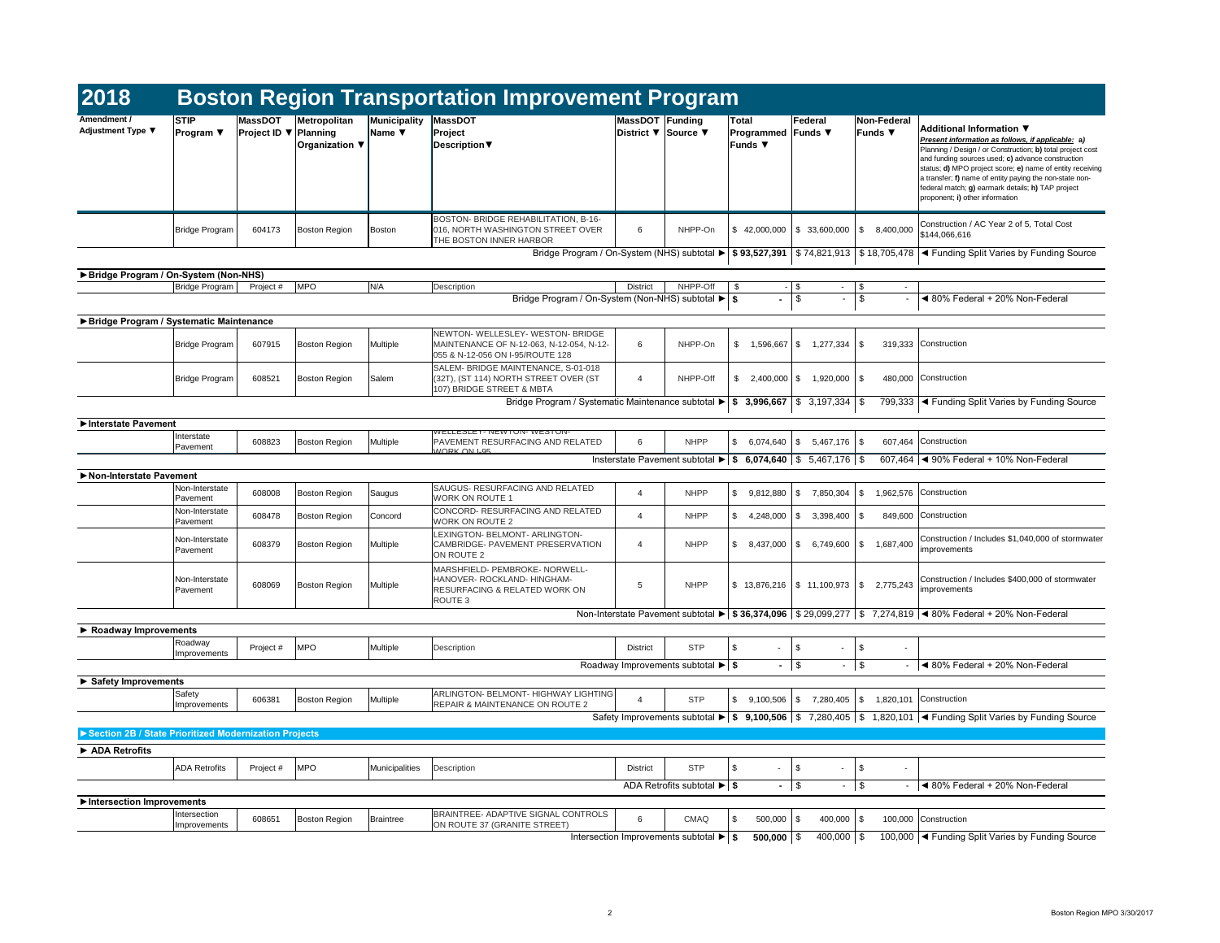# 2018 Boston Region Transportation Improvement Program

| Amendment / Adjustment Type ▼ | STIP Program ▼ | MassDOT Project ID ▼ | Metropolitan Planning Organization ▼ | Municipality Name ▼ | MassDOT Project Description▼ | MassDOT District ▼ | Funding Source ▼ | Total Programmed Funds ▼ | Federal Funds ▼ | Non-Federal Funds ▼ | Additional Information ▼ *Present information as follows, if applicable: a) Planning / Design / or Construction; b) total project cost and funding sources used; c) advance construction status; d) MPO project score; e) name of entity receiving a transfer; f) name of entity paying the non-state non-federal match; g) earmark details; h) TAP project proponent; i) other information* |
|---|---|---|---|---|---|---|---|---|---|---|---|
| | Bridge Program | 604173 | Boston Region | Boston | BOSTON- BRIDGE REHABILITATION, B-16-016, NORTH WASHINGTON STREET OVER THE BOSTON INNER HARBOR | 6 | NHPP-On | $ 42,000,000 | $ 33,600,000 | $ 8,400,000 | Construction / AC Year 2 of 5, Total Cost $144,066,616 |
| | | | | | | | Bridge Program / On-System (NHS) subtotal ► | **$ 93,527,391** | $ 74,821,913 | $ 18,705,478 | ◄ Funding Split Varies by Funding Source |
| **►Bridge Program / On-System (Non-NHS)** | | | | | | | | | | | |
| | Bridge Program | Project # | MPO | N/A | Description | District | NHPP-Off | $ - | $ - | $ - | |
| | | | | | | | Bridge Program / On-System (Non-NHS) subtotal ► | **$ -** | $ - | $ - | ◄ 80% Federal + 20% Non-Federal |
| **►Bridge Program / Systematic Maintenance** | | | | | | | | | | | |
| | Bridge Program | 607915 | Boston Region | Multiple | NEWTON- WELLESLEY- WESTON- BRIDGE MAINTENANCE OF N-12-063, N-12-054, N-12-055 & N-12-056 ON I-95/ROUTE 128 | 6 | NHPP-On | $ 1,596,667 | $ 1,277,334 | $ 319,333 | Construction |
| | Bridge Program | 608521 | Boston Region | Salem | SALEM- BRIDGE MAINTENANCE, S-01-018 (32T), (ST 114) NORTH STREET OVER (ST 107) BRIDGE STREET & MBTA | 4 | NHPP-Off | $ 2,400,000 | $ 1,920,000 | $ 480,000 | Construction |
| | | | | | | | Bridge Program / Systematic Maintenance subtotal ► | **$ 3,996,667** | $ 3,197,334 | $ 799,333 | ◄ Funding Split Varies by Funding Source |
| **►Interstate Pavement** | | | | | | | | | | | |
| | Interstate Pavement | 608823 | Boston Region | Multiple | WELLESLEY- NEWTON- WESTON- PAVEMENT RESURFACING AND RELATED WORK ON I-95 | 6 | NHPP | $ 6,074,640 | $ 5,467,176 | $ 607,464 | Construction |
| | | | | | | | Insterstate Pavement subtotal ► | **$ 6,074,640** | $ 5,467,176 | $ 607,464 | ◄ 90% Federal + 10% Non-Federal |
| **►Non-Interstate Pavement** | | | | | | | | | | | |
| | Non-Interstate Pavement | 608008 | Boston Region | Saugus | SAUGUS- RESURFACING AND RELATED WORK ON ROUTE 1 | 4 | NHPP | $ 9,812,880 | $ 7,850,304 | $ 1,962,576 | Construction |
| | Non-Interstate Pavement | 608478 | Boston Region | Concord | CONCORD- RESURFACING AND RELATED WORK ON ROUTE 2 | 4 | NHPP | $ 4,248,000 | $ 3,398,400 | $ 849,600 | Construction |
| | Non-Interstate Pavement | 608379 | Boston Region | Multiple | LEXINGTON- BELMONT- ARLINGTON- CAMBRIDGE- PAVEMENT PRESERVATION ON ROUTE 2 | 4 | NHPP | $ 8,437,000 | $ 6,749,600 | $ 1,687,400 | Construction / Includes $1,040,000 of stormwater improvements |
| | Non-Interstate Pavement | 608069 | Boston Region | Multiple | MARSHFIELD- PEMBROKE- NORWELL- HANOVER- ROCKLAND- HINGHAM- RESURFACING & RELATED WORK ON ROUTE 3 | 5 | NHPP | $ 13,876,216 | $ 11,100,973 | $ 2,775,243 | Construction / Includes $400,000 of stormwater improvements |
| | | | | | | | Non-Interstate Pavement subtotal ► | **$ 36,374,096** | $ 29,099,277 | $ 7,274,819 | ◄ 80% Federal + 20% Non-Federal |
| **► Roadway Improvements** | | | | | | | | | | | |
| | Roadway Improvements | Project # | MPO | Multiple | Description | District | STP | $ - | $ - | $ - | |
| | | | | | | | Roadway Improvements subtotal ► | **$ -** | $ - | $ - | ◄ 80% Federal + 20% Non-Federal |
| **► Safety Improvements** | | | | | | | | | | | |
| | Safety Improvements | 606381 | Boston Region | Multiple | ARLINGTON- BELMONT- HIGHWAY LIGHTING REPAIR & MAINTENANCE ON ROUTE 2 | 4 | STP | $ 9,100,506 | $ 7,280,405 | $ 1,820,101 | Construction |
| | | | | | | | Safety Improvements subtotal ► | **$ 9,100,506** | $ 7,280,405 | $ 1,820,101 | ◄ Funding Split Varies by Funding Source |
| **►Section 2B / State Prioritized Modernization Projects** | | | | | | | | | | | |
| **► ADA Retrofits** | | | | | | | | | | | |
| | ADA Retrofits | Project # | MPO | Municipalities | Description | District | STP | $ - | $ - | $ - | |
| | | | | | | | ADA Retrofits subtotal ► | **$ -** | $ - | $ - | ◄ 80% Federal + 20% Non-Federal |
| **►Intersection Improvements** | | | | | | | | | | | |
| | Intersection Improvements | 608651 | Boston Region | Braintree | BRAINTREE- ADAPTIVE SIGNAL CONTROLS ON ROUTE 37 (GRANITE STREET) | 6 | CMAQ | $ 500,000 | $ 400,000 | $ 100,000 | Construction |
| | | | | | | | Intersection Improvements subtotal ► | **$ 500,000** | $ 400,000 | $ 100,000 | ◄ Funding Split Varies by Funding Source |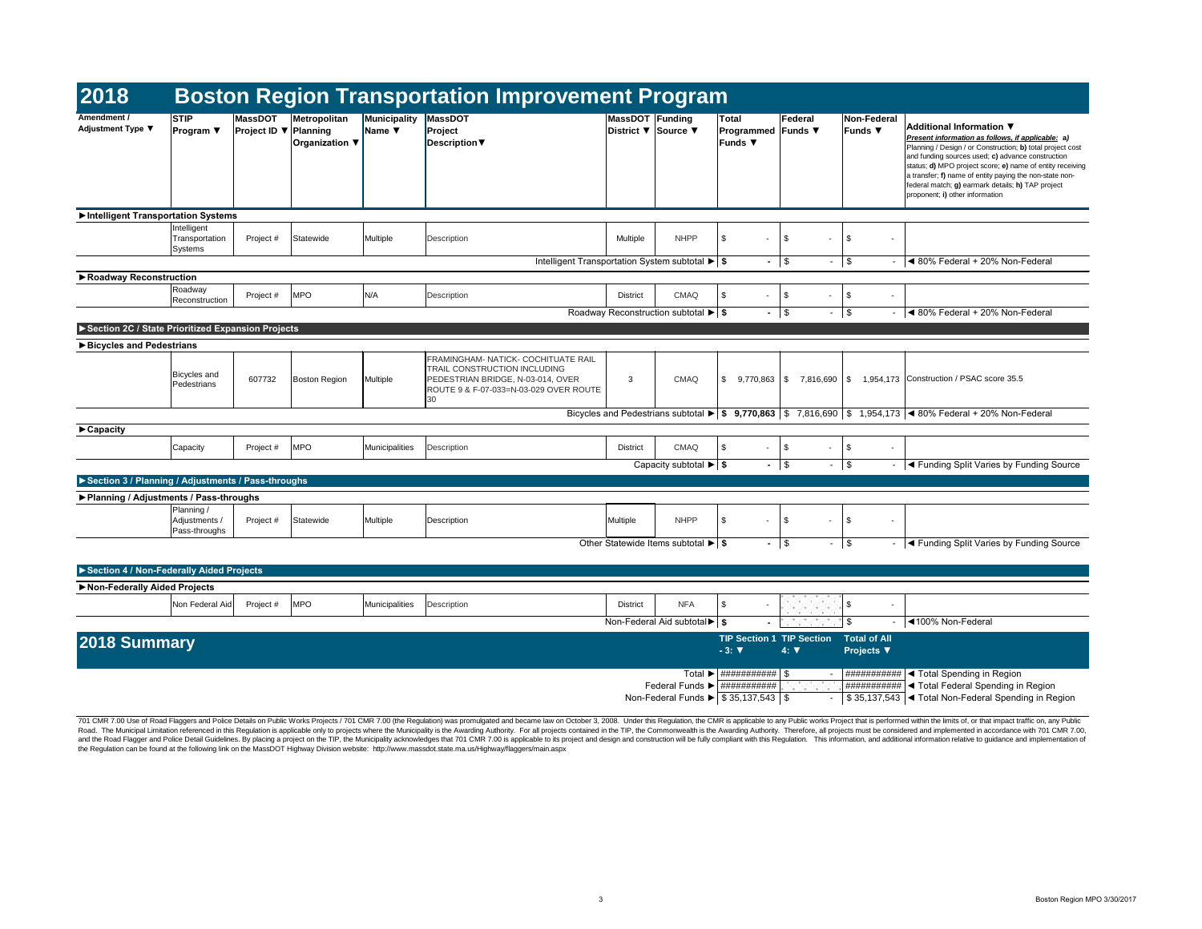# 2018 Boston Region Transportation Improvement Program

| Amendment / Adjustment Type ▼ | STIP Program ▼ | MassDOT Project ID ▼ | Metropolitan Planning Organization ▼ | Municipality Name ▼ | MassDOT Project Description▼ | MassDOT District ▼ | Funding Source ▼ | Total Programmed Funds ▼ | Federal Funds ▼ | Non-Federal Funds ▼ | Additional Information ▼ *Present information as follows, if applicable: a)* Planning / Design / or Construction; **b)** total project cost and funding sources used; **c)** advance construction status; **d)** MPO project score; **e)** name of entity receiving a transfer; **f)** name of entity paying the non-state non-federal match; **g)** earmark details; **h)** TAP project proponent; **i)** other information |
|---|---|---|---|---|---|---|---|---|---|---|---|
| **►Intelligent Transportation Systems** | | | | | | | | | | | |
| | Intelligent Transportation Systems | Project # | Statewide | Multiple | Description | Multiple | NHPP | $ - | $ - | $ - | |
| | | | | | | Intelligent Transportation System subtotal ► | | **$ -** | $ - | $ - | ◄ 80% Federal + 20% Non-Federal |
| **►Roadway Reconstruction** | | | | | | | | | | | |
| | Roadway Reconstruction | Project # | MPO | N/A | Description | District | CMAQ | $ - | $ - | $ - | |
| | | | | | | Roadway Reconstruction subtotal ► | | **$ -** | $ - | $ - | ◄ 80% Federal + 20% Non-Federal |
| **►Section 2C / State Prioritized Expansion Projects** | | | | | | | | | | | |
| **►Bicycles and Pedestrians** | | | | | | | | | | | |
| | Bicycles and Pedestrians | 607732 | Boston Region | Multiple | FRAMINGHAM- NATICK- COCHITUATE RAIL TRAIL CONSTRUCTION INCLUDING PEDESTRIAN BRIDGE, N-03-014, OVER ROUTE 9 & F-07-033=N-03-029 OVER ROUTE 30 | 3 | CMAQ | $ 9,770,863 | $ 7,816,690 | $ 1,954,173 | Construction / PSAC score 35.5 |
| | | | | | | Bicycles and Pedestrians subtotal ► | | **$ 9,770,863** | $ 7,816,690 | $ 1,954,173 | ◄ 80% Federal + 20% Non-Federal |
| **►Capacity** | | | | | | | | | | | |
| | Capacity | Project # | MPO | Municipalities | Description | District | CMAQ | $ - | $ - | $ - | |
| | | | | | | Capacity subtotal ► | | **$ -** | $ - | $ - | ◄ Funding Split Varies by Funding Source |
| **►Section 3 / Planning / Adjustments / Pass-throughs** | | | | | | | | | | | |
| **►Planning / Adjustments / Pass-throughs** | | | | | | | | | | | |
| | Planning / Adjustments / Pass-throughs | Project # | Statewide | Multiple | Description | Multiple | NHPP | $ - | $ - | $ - | |
| | | | | | | Other Statewide Items subtotal ► | | **$ -** | $ - | $ - | ◄ Funding Split Varies by Funding Source |
| **►Section 4 / Non-Federally Aided Projects** | | | | | | | | | | | |
| **►Non-Federally Aided Projects** | | | | | | | | | | | |
| | Non Federal Aid | Project # | MPO | Municipalities | Description | District | NFA | $ - | | $ - | |
| | | | | | | Non-Federal Aid subtotal ► | | **$ -** | | $ - | ◄100% Non-Federal |

## 2018 Summary

| | TIP Section 1 - 3: ▼ | TIP Section 4: ▼ | Total of All Projects ▼ | |
|---|---|---|---|---|
| Total ► | ########### | $ - | ########### | ◄ Total Spending in Region |
| Federal Funds ► | ########### | | ########### | ◄ Total Federal Spending in Region |
| Non-Federal Funds ► | $ 35,137,543 | $ - | $ 35,137,543 | ◄ Total Non-Federal Spending in Region |

701 CMR 7.00 Use of Road Flaggers and Police Details on Public Works Projects / 701 CMR 7.00 (the Regulation) was promulgated and became law on October 3, 2008. Under this Regulation, the CMR is applicable to any Public works Project that is performed within the limits of, or that impact traffic on, any Public Road. The Municipal Limitation referenced in this Regulation is applicable only to projects where the Municipality is the Awarding Authority. For all projects contained in the TIP, the Commonwealth is the Awarding Authority. Therefore, all projects must be considered and implemented in accordance with 701 CMR 7.00, and the Road Flagger and Police Detail Guidelines. By placing a project on the TIP, the Municipality acknowledges that 701 CMR 7.00 is applicable to its project and design and construction will be fully compliant with this Regulation. This information, and additional information relative to guidance and implementation of the Regulation can be found at the following link on the MassDOT Highway Division website: http://www.massdot.state.ma.us/Highway/flaggers/main.aspx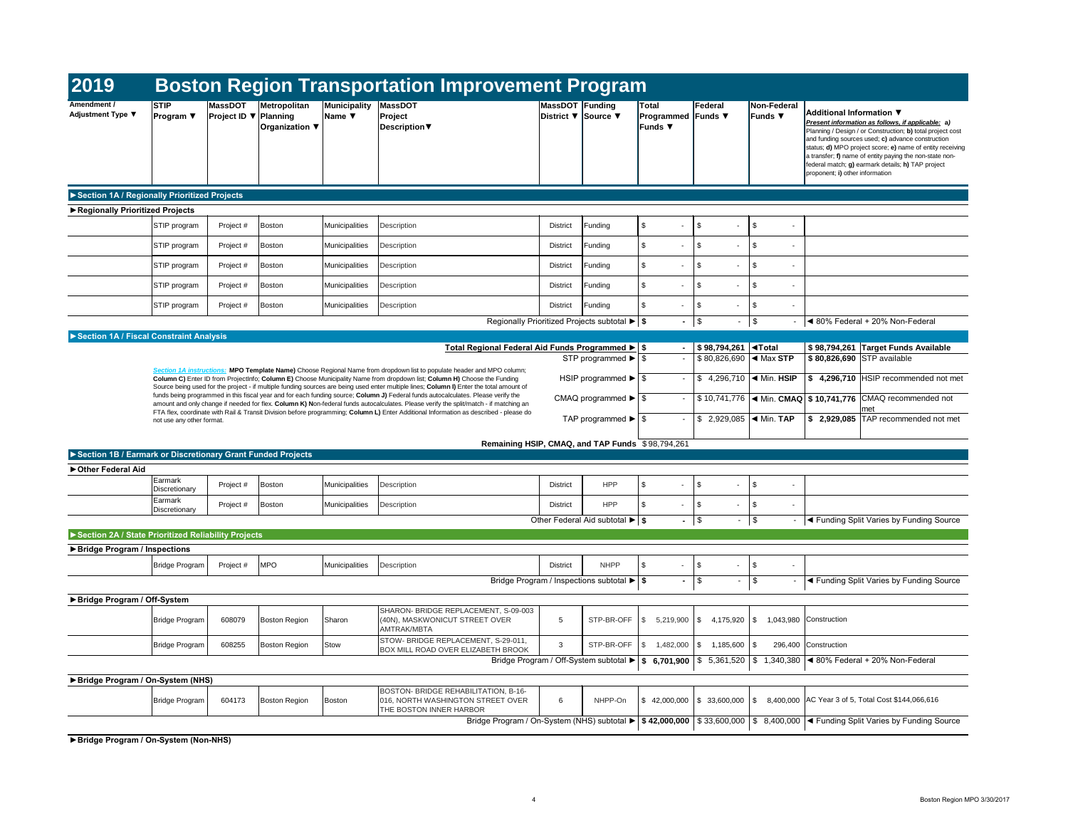# 2019 Boston Region Transportation Improvement Program

| Amendment / Adjustment Type ▼ | STIP Program ▼ | MassDOT Project ID ▼ | Metropolitan Planning Organization ▼ | Municipality Name ▼ | MassDOT Project Description▼ | MassDOT District ▼ | Funding Source ▼ | Total Programmed Funds ▼ | Federal Funds ▼ | Non-Federal Funds ▼ | Additional Information ▼ *Present information as follows, if applicable: a) Planning / Design / or Construction; b) total project cost and funding sources used; c) advance construction status; d) MPO project score; e) name of entity receiving a transfer; f) name of entity paying the non-state non-federal match; g) earmark details; h) TAP project proponent; i) other information* |
|---|---|---|---|---|---|---|---|---|---|---|---|
| **►Section 1A / Regionally Prioritized Projects** | | | | | | | | | | | |
| **►Regionally Prioritized Projects** | | | | | | | | | | | |
| | STIP program | Project # | Boston | Municipalities | Description | District | Funding | $ - | $ - | $ - | |
| | STIP program | Project # | Boston | Municipalities | Description | District | Funding | $ - | $ - | $ - | |
| | STIP program | Project # | Boston | Municipalities | Description | District | Funding | $ - | $ - | $ - | |
| | STIP program | Project # | Boston | Municipalities | Description | District | Funding | $ - | $ - | $ - | |
| | STIP program | Project # | Boston | Municipalities | Description | District | Funding | $ - | $ - | $ - | |
| | | | | | | | Regionally Prioritized Projects subtotal ► | **$ -** | $ - | $ - | ◄ 80% Federal + 20% Non-Federal |

**►Section 1A / Fiscal Constraint Analysis**

| | | | | |
|---|---|---|---|---|
| **Total Regional Federal Aid Funds Programmed ►** | **$ -** | **$ 98,794,261** | **◄Total** | **$ 98,794,261 Target Funds Available** |
| STP programmed ► | $ - | $ 80,826,690 | ◄ Max **STP** | **$ 80,826,690** STP available |
| HSIP programmed ► | $ - | $ 4,296,710 | ◄ Min. **HSIP** | **$ 4,296,710** HSIP recommended not met |
| CMAQ programmed ► | $ - | $ 10,741,776 | ◄ Min. **CMAQ** | **$ 10,741,776** CMAQ recommended not met |
| TAP programmed ► | $ - | $ 2,929,085 | ◄ Min. **TAP** | **$ 2,929,085** TAP recommended not met |

*Section 1A instructions:* **MPO Template Name)** Choose Regional Name from dropdown list to populate header and MPO column; **Column C)** Enter ID from ProjectInfo; **Column E)** Choose Municipality Name from dropdown list; **Column H)** Choose the Funding Source being used for the project - if multiple funding sources are being used enter multiple lines; **Column I)** Enter the total amount of funds being programmed in this fiscal year and for each funding source; **Column J)** Federal funds autocalculates. Please verify the amount and only change if needed for flex. **Column K) N**on-federal funds autocalculates. Please verify the split/match - if matching an FTA flex, coordinate with Rail & Transit Division before programming; **Column L)** Enter Additional Information as described - please do not use any other format.

**Remaining HSIP, CMAQ, and TAP Funds** $98,794,261

| Amendment / Adjustment Type | STIP Program | MassDOT Project ID | Metropolitan Planning Organization | Municipality Name | MassDOT Project Description | MassDOT District | Funding Source | Total Programmed Funds | Federal Funds | Non-Federal Funds | Additional Information |
|---|---|---|---|---|---|---|---|---|---|---|---|
| **►Section 1B / Earmark or Discretionary Grant Funded Projects** | | | | | | | | | | | |
| **►Other Federal Aid** | | | | | | | | | | | |
| | Earmark Discretionary | Project # | Boston | Municipalities | Description | District | HPP | $ - | $ - | $ - | |
| | Earmark Discretionary | Project # | Boston | Municipalities | Description | District | HPP | $ - | $ - | $ - | |
| | | | | | | | Other Federal Aid subtotal ► | **$ -** | $ - | $ - | ◄ Funding Split Varies by Funding Source |
| **►Section 2A / State Prioritized Reliability Projects** | | | | | | | | | | | |
| **►Bridge Program / Inspections** | | | | | | | | | | | |
| | Bridge Program | Project # | MPO | Municipalities | Description | District | NHPP | $ - | $ - | $ - | |
| | | | | | | | Bridge Program / Inspections subtotal ► | **$ -** | $ - | $ - | ◄ Funding Split Varies by Funding Source |
| **►Bridge Program / Off-System** | | | | | | | | | | | |
| | Bridge Program | 608079 | Boston Region | Sharon | SHARON- BRIDGE REPLACEMENT, S-09-003 (40N), MASKWONICUT STREET OVER AMTRAK/MBTA | 5 | STP-BR-OFF | $ 5,219,900 | $ 4,175,920 | $ 1,043,980 | Construction |
| | Bridge Program | 608255 | Boston Region | Stow | STOW- BRIDGE REPLACEMENT, S-29-011, BOX MILL ROAD OVER ELIZABETH BROOK | 3 | STP-BR-OFF | $ 1,482,000 | $ 1,185,600 | $ 296,400 | Construction |
| | | | | | | | Bridge Program / Off-System subtotal ► | **$ 6,701,900** | $ 5,361,520 | $ 1,340,380 | ◄ 80% Federal + 20% Non-Federal |
| **►Bridge Program / On-System (NHS)** | | | | | | | | | | | |
| | Bridge Program | 604173 | Boston Region | Boston | BOSTON- BRIDGE REHABILITATION, B-16-016, NORTH WASHINGTON STREET OVER THE BOSTON INNER HARBOR | 6 | NHPP-On | $ 42,000,000 | $ 33,600,000 | $ 8,400,000 | AC Year 3 of 5, Total Cost $144,066,616 |
| | | | | | | | Bridge Program / On-System (NHS) subtotal ► | **$ 42,000,000** | $ 33,600,000 | $ 8,400,000 | ◄ Funding Split Varies by Funding Source |

**►Bridge Program / On-System (Non-NHS)**

Boston Region MPO 3/30/2017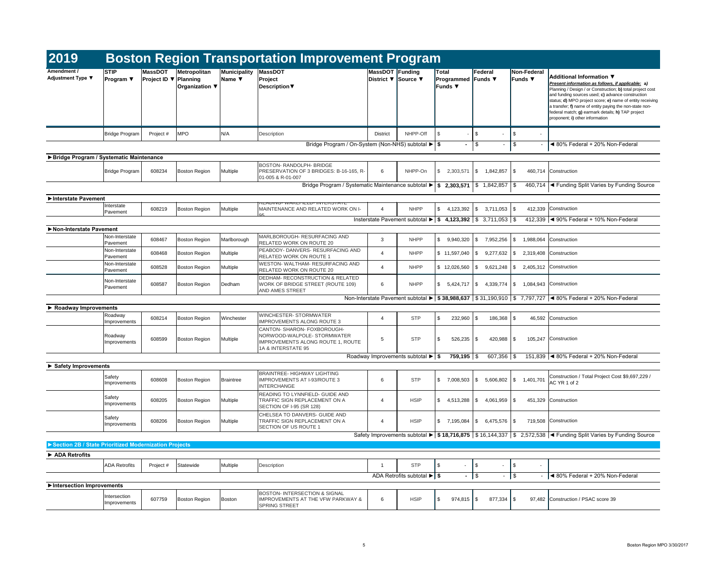# 2019 Boston Region Transportation Improvement Program

| Amendment / Adjustment Type ▼ | STIP Program ▼ | MassDOT Project ID ▼ | Metropolitan Planning Organization ▼ | Municipality Name ▼ | MassDOT Project Description▼ | MassDOT District ▼ | Funding Source ▼ | Total Programmed Funds ▼ | Federal Funds ▼ | Non-Federal Funds ▼ | Additional Information ▼ *Present information as follows, if applicable:* **a)** Planning / Design / or Construction; **b)** total project cost and funding sources used; **c)** advance construction status; **d)** MPO project score; **e)** name of entity receiving a transfer; **f)** name of entity paying the non-state non-federal match; **g)** earmark details; **h)** TAP project proponent; **i)** other information |
|---|---|---|---|---|---|---|---|---|---|---|---|
| | Bridge Program | Project # | MPO | N/A | Description | District | NHPP-Off | $ - | $ - | $ - | |
| | | | | | Bridge Program / On-System (Non-NHS) subtotal ► | | | $ - | $ - | $ - | ◄ 80% Federal + 20% Non-Federal |
| **►Bridge Program / Systematic Maintenance** | | | | | | | | | | | |
| | Bridge Program | 608234 | Boston Region | Multiple | BOSTON- RANDOLPH- BRIDGE PRESERVATION OF 3 BRIDGES: B-16-165, R-01-005 & R-01-007 | 6 | NHPP-On | $ 2,303,571 | $ 1,842,857 | $ 460,714 | Construction |
| | | | | | Bridge Program / Systematic Maintenance subtotal ► | | | $ 2,303,571 | $ 1,842,857 | $ 460,714 | ◄ Funding Split Varies by Funding Source |
| **►Interstate Pavement** | | | | | | | | | | | |
| | Interstate Pavement | 608219 | Boston Region | Multiple | READING- WAKEFIELD- INTERSTATE MAINTENANCE AND RELATED WORK ON I-95 | 4 | NHPP | $ 4,123,392 | $ 3,711,053 | $ 412,339 | Construction |
| | | | | | Insterstate Pavement subtotal ► | | | $ 4,123,392 | $ 3,711,053 | $ 412,339 | ◄ 90% Federal + 10% Non-Federal |
| **►Non-Interstate Pavement** | | | | | | | | | | | |
| | Non-Interstate Pavement | 608467 | Boston Region | Marlborough | MARLBOROUGH- RESURFACING AND RELATED WORK ON ROUTE 20 | 3 | NHPP | $ 9,940,320 | $ 7,952,256 | $ 1,988,064 | Construction |
| | Non-Interstate Pavement | 608468 | Boston Region | Multiple | PEABODY- DANVERS- RESURFACING AND RELATED WORK ON ROUTE 1 | 4 | NHPP | $ 11,597,040 | $ 9,277,632 | $ 2,319,408 | Construction |
| | Non-Interstate Pavement | 608528 | Boston Region | Multiple | WESTON- WALTHAM- RESURFACING AND RELATED WORK ON ROUTE 20 | 4 | NHPP | $ 12,026,560 | $ 9,621,248 | $ 2,405,312 | Construction |
| | Non-Interstate Pavement | 608587 | Boston Region | Dedham | DEDHAM- RECONSTRUCTION & RELATED WORK OF BRIDGE STREET (ROUTE 109) AND AMES STREET | 6 | NHPP | $ 5,424,717 | $ 4,339,774 | $ 1,084,943 | Construction |
| | | | | | Non-Interstate Pavement subtotal ► | | | $ 38,988,637 | $ 31,190,910 | $ 7,797,727 | ◄ 80% Federal + 20% Non-Federal |
| **► Roadway Improvements** | | | | | | | | | | | |
| | Roadway Improvements | 608214 | Boston Region | Winchester | WINCHESTER- STORMWATER IMPROVEMENTS ALONG ROUTE 3 | 4 | STP | $ 232,960 | $ 186,368 | $ 46,592 | Construction |
| | Roadway Improvements | 608599 | Boston Region | Multiple | CANTON- SHARON- FOXBOROUGH- NORWOOD-WALPOLE- STORMWATER IMPROVEMENTS ALONG ROUTE 1, ROUTE 1A & INTERSTATE 95 | 5 | STP | $ 526,235 | $ 420,988 | $ 105,247 | Construction |
| | | | | | Roadway Improvements subtotal ► | | | $ 759,195 | $ 607,356 | $ 151,839 | ◄ 80% Federal + 20% Non-Federal |
| **► Safety Improvements** | | | | | | | | | | | |
| | Safety Improvements | 608608 | Boston Region | Braintree | BRAINTREE- HIGHWAY LIGHTING IMPROVEMENTS AT I-93/ROUTE 3 INTERCHANGE | 6 | STP | $ 7,008,503 | $ 5,606,802 | $ 1,401,701 | Construction / Total Project Cost $9,697,229 / AC YR 1 of 2 |
| | Safety Improvements | 608205 | Boston Region | Multiple | READING TO LYNNFIELD- GUIDE AND TRAFFIC SIGN REPLACEMENT ON A SECTION OF I-95 (SR 128) | 4 | HSIP | $ 4,513,288 | $ 4,061,959 | $ 451,329 | Construction |
| | Safety Improvements | 608206 | Boston Region | Multiple | CHELSEA TO DANVERS- GUIDE AND TRAFFIC SIGN REPLACEMENT ON A SECTION OF US ROUTE 1 | 4 | HSIP | $ 7,195,084 | $ 6,475,576 | $ 719,508 | Construction |
| | | | | | Safety Improvements subtotal ► | | | $ 18,716,875 | $ 16,144,337 | $ 2,572,538 | ◄ Funding Split Varies by Funding Source |
| **►Section 2B / State Prioritized Modernization Projects** | | | | | | | | | | | |
| **► ADA Retrofits** | | | | | | | | | | | |
| | ADA Retrofits | Project # | Statewide | Multiple | Description | 1 | STP | $ - | $ - | $ - | |
| | | | | | ADA Retrofits subtotal ► | | | $ - | $ - | $ - | ◄ 80% Federal + 20% Non-Federal |
| **►Intersection Improvements** | | | | | | | | | | | |
| | Intersection Improvements | 607759 | Boston Region | Boston | BOSTON- INTERSECTION & SIGNAL IMPROVEMENTS AT THE VFW PARKWAY & SPRING STREET | 6 | HSIP | $ 974,815 | $ 877,334 | $ 97,482 | Construction / PSAC score 39 |

Boston Region MPO 3/30/2017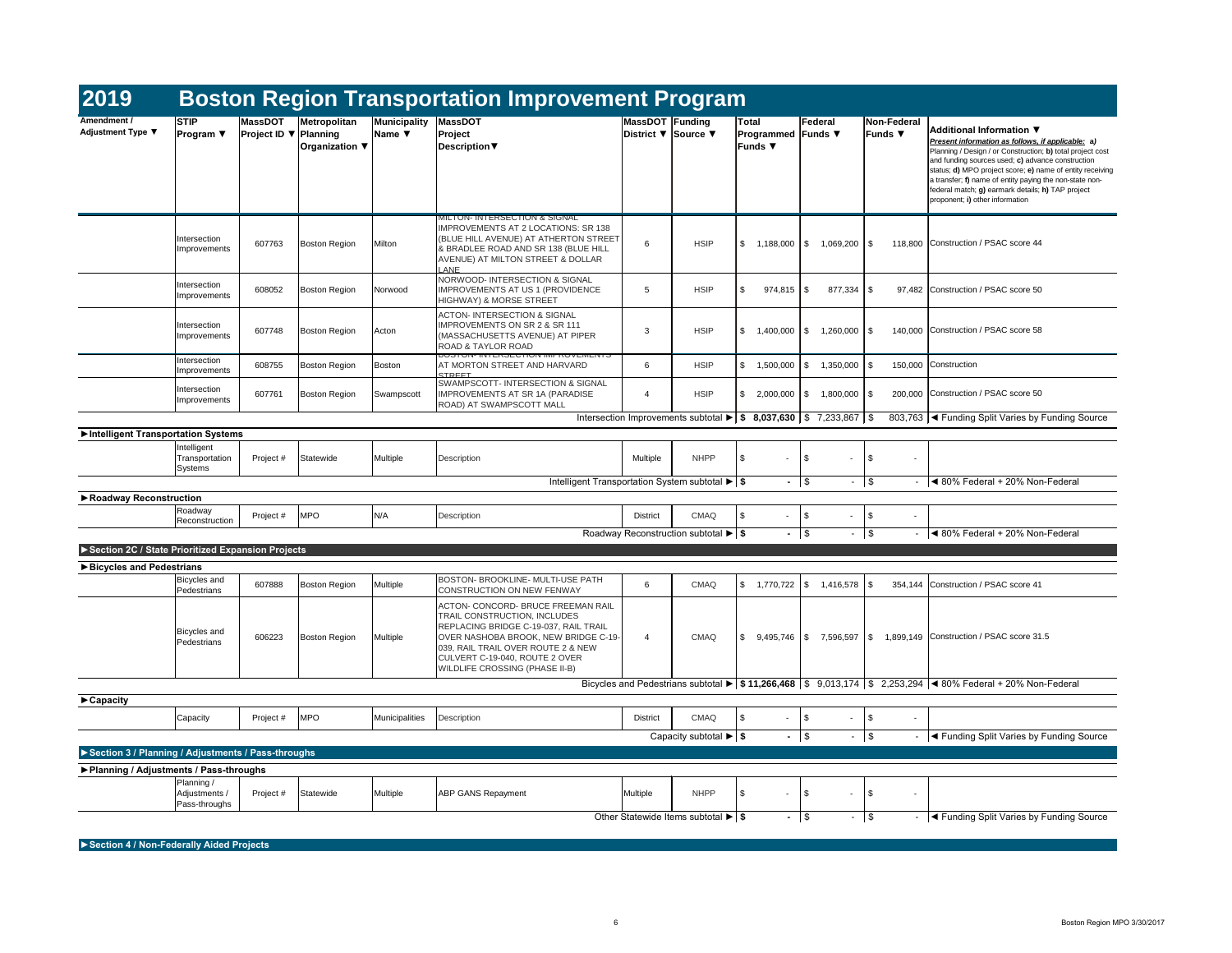# 2019 Boston Region Transportation Improvement Program

| Amendment / Adjustment Type ▼ | STIP Program ▼ | MassDOT Project ID ▼ | Metropolitan Planning Organization ▼ | Municipality Name ▼ | MassDOT Project Description▼ | MassDOT District ▼ | Funding Source ▼ | Total Programmed Funds ▼ | Federal Funds ▼ | Non-Federal Funds ▼ | Additional Information ▼ *Present information as follows, if applicable: a) Planning / Design / or Construction; b) total project cost and funding sources used; c) advance construction status; d) MPO project score; e) name of entity receiving a transfer; f) name of entity paying the non-state non-federal match; g) earmark details; h) TAP project proponent; i) other information* |
|---|---|---|---|---|---|---|---|---|---|---|---|
| | Intersection Improvements | 607763 | Boston Region | Milton | MILTON- INTERSECTION & SIGNAL IMPROVEMENTS AT 2 LOCATIONS: SR 138 (BLUE HILL AVENUE) AT ATHERTON STREET & BRADLEE ROAD AND SR 138 (BLUE HILL AVENUE) AT MILTON STREET & DOLLAR LANE | 6 | HSIP | $ 1,188,000 | $ 1,069,200 | $ 118,800 | Construction / PSAC score 44 |
| | Intersection Improvements | 608052 | Boston Region | Norwood | NORWOOD- INTERSECTION & SIGNAL IMPROVEMENTS AT US 1 (PROVIDENCE HIGHWAY) & MORSE STREET | 5 | HSIP | $ 974,815 | $ 877,334 | $ 97,482 | Construction / PSAC score 50 |
| | Intersection Improvements | 607748 | Boston Region | Acton | ACTON- INTERSECTION & SIGNAL IMPROVEMENTS ON SR 2 & SR 111 (MASSACHUSETTS AVENUE) AT PIPER ROAD & TAYLOR ROAD | 3 | HSIP | $ 1,400,000 | $ 1,260,000 | $ 140,000 | Construction / PSAC score 58 |
| | Intersection Improvements | 608755 | Boston Region | Boston | BOSTON- INTERSECTION IMPROVEMENTS AT MORTON STREET AND HARVARD STREET | 6 | HSIP | $ 1,500,000 | $ 1,350,000 | $ 150,000 | Construction |
| | Intersection Improvements | 607761 | Boston Region | Swampscott | SWAMPSCOTT- INTERSECTION & SIGNAL IMPROVEMENTS AT SR 1A (PARADISE ROAD) AT SWAMPSCOTT MALL | 4 | HSIP | $ 2,000,000 | $ 1,800,000 | $ 200,000 | Construction / PSAC score 50 |
| | | | | | Intersection Improvements subtotal ► | | | **$ 8,037,630** | $ 7,233,867 | $ 803,763 | ◄ Funding Split Varies by Funding Source |
| **►Intelligent Transportation Systems** | | | | | | | | | | | |
| | Intelligent Transportation Systems | Project # | Statewide | Multiple | Description | Multiple | NHPP | $ - | $ - | $ - | |
| | | | | | Intelligent Transportation System subtotal ► | | | **$ -** | $ - | $ - | ◄ 80% Federal + 20% Non-Federal |
| **►Roadway Reconstruction** | | | | | | | | | | | |
| | Roadway Reconstruction | Project # | MPO | N/A | Description | District | CMAQ | $ - | $ - | $ - | |
| | | | | | Roadway Reconstruction subtotal ► | | | **$ -** | $ - | $ - | ◄ 80% Federal + 20% Non-Federal |
| **►Section 2C / State Prioritized Expansion Projects** | | | | | | | | | | | |
| **►Bicycles and Pedestrians** | | | | | | | | | | | |
| | Bicycles and Pedestrians | 607888 | Boston Region | Multiple | BOSTON- BROOKLINE- MULTI-USE PATH CONSTRUCTION ON NEW FENWAY | 6 | CMAQ | $ 1,770,722 | $ 1,416,578 | $ 354,144 | Construction / PSAC score 41 |
| | Bicycles and Pedestrians | 606223 | Boston Region | Multiple | ACTON- CONCORD- BRUCE FREEMAN RAIL TRAIL CONSTRUCTION, INCLUDES REPLACING BRIDGE C-19-037, RAIL TRAIL OVER NASHOBA BROOK, NEW BRIDGE C-19-039, RAIL TRAIL OVER ROUTE 2 & NEW CULVERT C-19-040, ROUTE 2 OVER WILDLIFE CROSSING (PHASE II-B) | 4 | CMAQ | $ 9,495,746 | $ 7,596,597 | $ 1,899,149 | Construction / PSAC score 31.5 |
| | | | | | Bicycles and Pedestrians subtotal ► | | | **$ 11,266,468** | $ 9,013,174 | $ 2,253,294 | ◄ 80% Federal + 20% Non-Federal |
| **►Capacity** | | | | | | | | | | | |
| | Capacity | Project # | MPO | Municipalities | Description | District | CMAQ | $ - | $ - | $ - | |
| | | | | | Capacity subtotal ► | | | **$ -** | $ - | $ - | ◄ Funding Split Varies by Funding Source |
| **►Section 3 / Planning / Adjustments / Pass-throughs** | | | | | | | | | | | |
| **►Planning / Adjustments / Pass-throughs** | | | | | | | | | | | |
| | Planning / Adjustments / Pass-throughs | Project # | Statewide | Multiple | ABP GANS Repayment | Multiple | NHPP | $ - | $ - | $ - | |
| | | | | | Other Statewide Items subtotal ► | | | **$ -** | $ - | $ - | ◄ Funding Split Varies by Funding Source |

**►Section 4 / Non-Federally Aided Projects**

Boston Region MPO 3/30/2017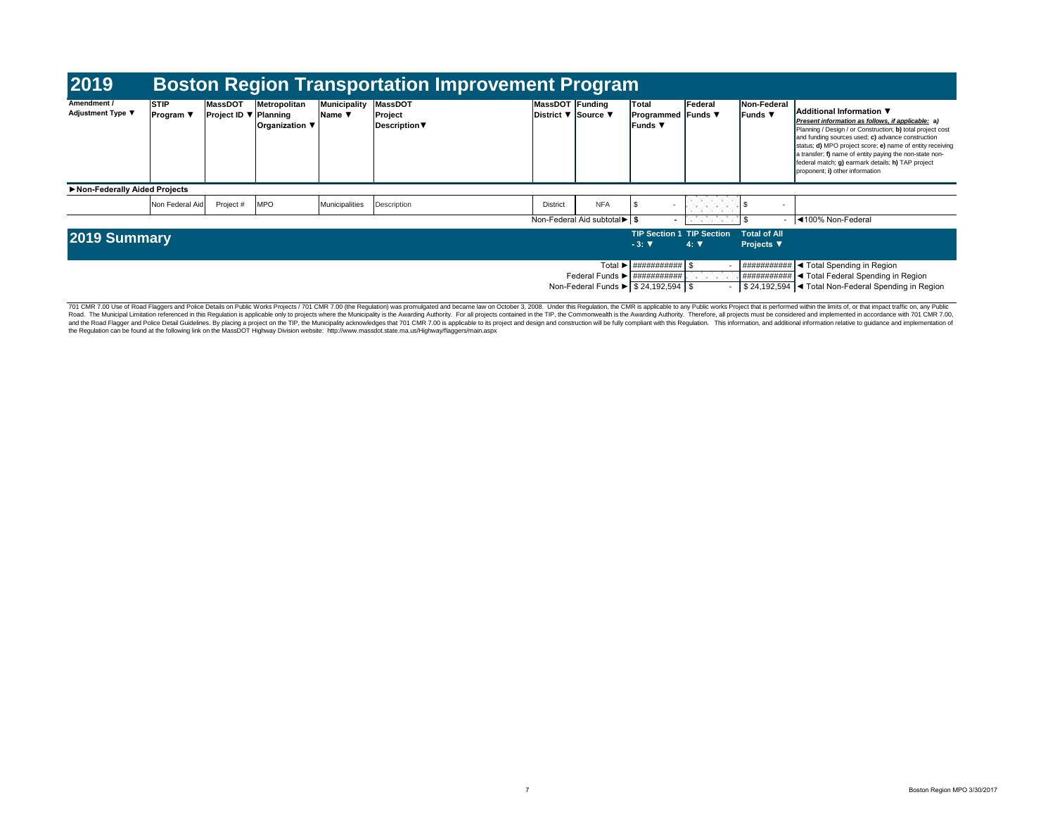# 2019 Boston Region Transportation Improvement Program

| Amendment / Adjustment Type ▼ | STIP Program ▼ | MassDOT Project ID ▼ | Metropolitan Planning Organization ▼ | Municipality Name ▼ | MassDOT Project Description▼ | MassDOT District ▼ | Funding Source ▼ | Total Programmed Funds ▼ | Federal Funds ▼ | Non-Federal Funds ▼ | Additional Information ▼ *Present information as follows, if applicable: a) Planning / Design / or Construction; b) total project cost and funding sources used; c) advance construction status; d) MPO project score; e) name of entity receiving a transfer; f) name of entity paying the non-state non-federal match; g) earmark details; h) TAP project proponent; i) other information* |
|---|---|---|---|---|---|---|---|---|---|---|---|
| **►Non-Federally Aided Projects** | | | | | | | | | | | |
| | Non Federal Aid | Project # | MPO | Municipalities | Description | District | NFA | $ - | | $ - | |
| | | | | | | | Non-Federal Aid subtotal► | $ - | | $ - | ◄100% Non-Federal |

## 2019 Summary

| | TIP Section 1 - 3: ▼ | TIP Section 4: ▼ | Total of All Projects ▼ | |
|---|---|---|---|---|
| Total ► | ########### | $ - | ########### | ◄ Total Spending in Region |
| Federal Funds ► | ########### | | ########### | ◄ Total Federal Spending in Region |
| Non-Federal Funds ► | $ 24,192,594 | $ - | $ 24,192,594 | ◄ Total Non-Federal Spending in Region |

701 CMR 7.00 Use of Road Flaggers and Police Details on Public Works Projects / 701 CMR 7.00 (the Regulation) was promulgated and became law on October 3, 2008. Under this Regulation, the CMR is applicable to any Public works Project that is performed within the limits of, or that impact traffic on, any Public Road. The Municipal Limitation referenced in this Regulation is applicable only to projects where the Municipality is the Awarding Authority. For all projects contained in the TIP, the Commonwealth is the Awarding Authority. Therefore, all projects must be considered and implemented in accordance with 701 CMR 7.00, and the Road Flagger and Police Detail Guidelines. By placing a project on the TIP, the Municipality acknowledges that 701 CMR 7.00 is applicable to its project and design and construction will be fully compliant with this Regulation. This information, and additional information relative to guidance and implementation of the Regulation can be found at the following link on the MassDOT Highway Division website: http://www.massdot.state.ma.us/Highway/flaggers/main.aspx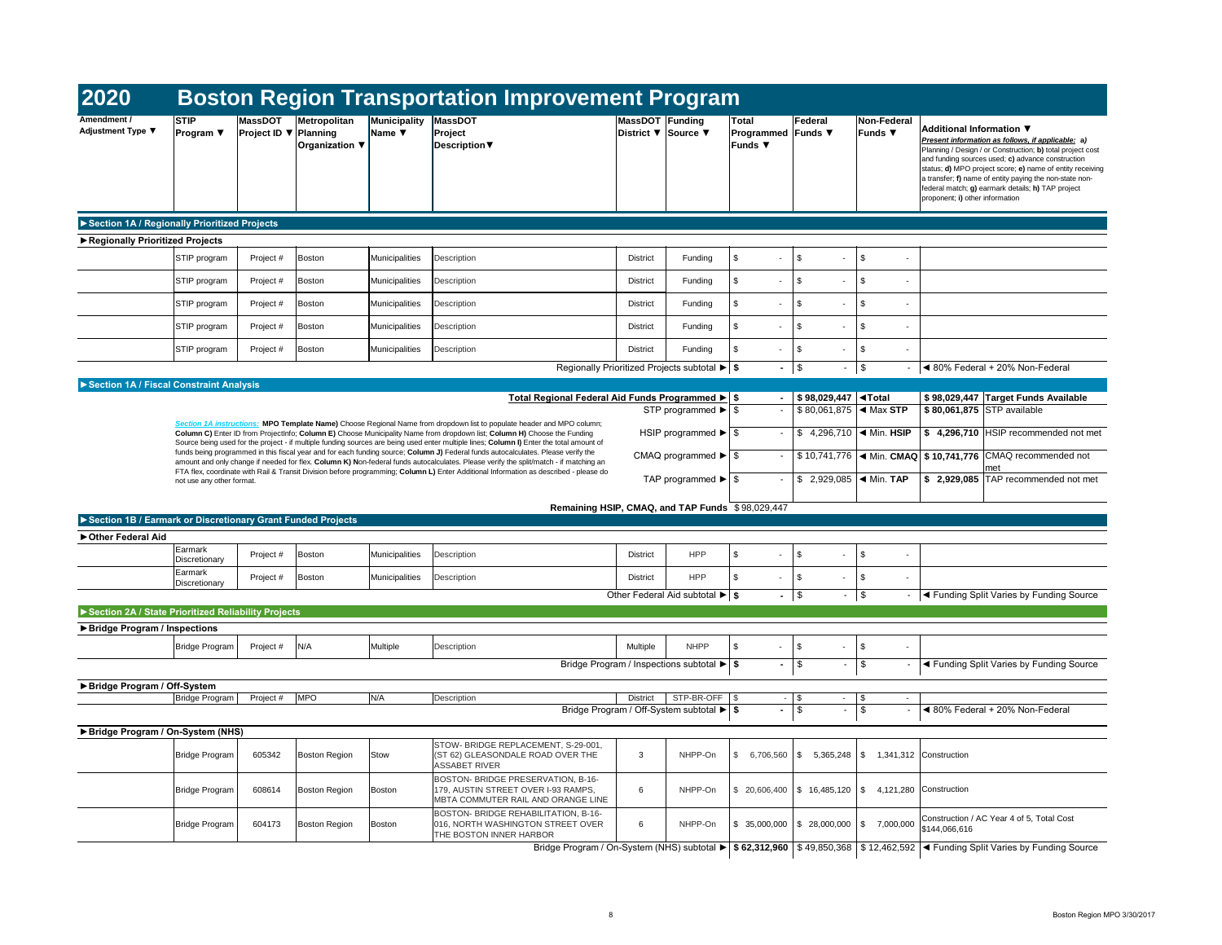# 2020 Boston Region Transportation Improvement Program

| Amendment / Adjustment Type ▼ | STIP Program ▼ | MassDOT Project ID ▼ | Metropolitan Planning Organization ▼ | Municipality Name ▼ | MassDOT Project Description▼ | MassDOT District ▼ | Funding Source ▼ | Total Programmed Funds ▼ | Federal Funds ▼ | Non-Federal Funds ▼ | Additional Information ▼ *Present information as follows, if applicable:* **a)** Planning / Design / or Construction; **b)** total project cost and funding sources used; **c)** advance construction status; **d)** MPO project score; **e)** name of entity receiving a transfer; **f)** name of entity paying the non-state non-federal match; **g)** earmark details; **h)** TAP project proponent; **i)** other information |
|---|---|---|---|---|---|---|---|---|---|---|---|
| **►Section 1A / Regionally Prioritized Projects** | | | | | | | | | | | |
| **►Regionally Prioritized Projects** | | | | | | | | | | | |
| | STIP program | Project # | Boston | Municipalities | Description | District | Funding | $ - | $ - | $ - | |
| | STIP program | Project # | Boston | Municipalities | Description | District | Funding | $ - | $ - | $ - | |
| | STIP program | Project # | Boston | Municipalities | Description | District | Funding | $ - | $ - | $ - | |
| | STIP program | Project # | Boston | Municipalities | Description | District | Funding | $ - | $ - | $ - | |
| | STIP program | Project # | Boston | Municipalities | Description | District | Funding | $ - | $ - | $ - | |
| | | | | | Regionally Prioritized Projects subtotal ► | | | **$ -** | $ - | $ - | ◄ 80% Federal + 20% Non-Federal |
| **►Section 1A / Fiscal Constraint Analysis** | | | | | | | | | | | |
| | | | | | **Total Regional Federal Aid Funds Programmed ►** | | | $ - | **$ 98,029,447** | **◄Total** | **$ 98,029,447 Target Funds Available** |
| | | | | | STP programmed ► | | | $ - | $ 80,061,875 | ◄ Max **STP** | **$ 80,061,875** STP available |
| | | | | | HSIP programmed ► | | | $ - | $ 4,296,710 | ◄ Min. **HSIP** | **$ 4,296,710** HSIP recommended not met |
| | | | | | CMAQ programmed ► | | | $ - | $ 10,741,776 | ◄ Min. **CMAQ** | **$ 10,741,776** CMAQ recommended not met |
| | | | | | TAP programmed ► | | | $ - | $ 2,929,085 | ◄ Min. **TAP** | **$ 2,929,085** TAP recommended not met |
| | | | | | **Remaining HSIP, CMAQ, and TAP Funds** | | | $ 98,029,447 | | | |
| **►Section 1B / Earmark or Discretionary Grant Funded Projects** | | | | | | | | | | | |
| **►Other Federal Aid** | | | | | | | | | | | |
| | Earmark Discretionary | Project # | Boston | Municipalities | Description | District | HPP | $ - | $ - | $ - | |
| | Earmark Discretionary | Project # | Boston | Municipalities | Description | District | HPP | $ - | $ - | $ - | |
| | | | | | Other Federal Aid subtotal ► | | | **$ -** | $ - | $ - | ◄ Funding Split Varies by Funding Source |
| **►Section 2A / State Prioritized Reliability Projects** | | | | | | | | | | | |
| **►Bridge Program / Inspections** | | | | | | | | | | | |
| | Bridge Program | Project # | N/A | Multiple | Description | Multiple | NHPP | $ - | $ - | $ - | |
| | | | | | Bridge Program / Inspections subtotal ► | | | **$ -** | $ - | $ - | ◄ Funding Split Varies by Funding Source |
| **►Bridge Program / Off-System** | | | | | | | | | | | |
| | Bridge Program | Project # | MPO | N/A | Description | District | STP-BR-OFF | $ - | $ - | $ - | |
| | | | | | Bridge Program / Off-System subtotal ► | | | **$ -** | $ - | $ - | ◄ 80% Federal + 20% Non-Federal |
| **►Bridge Program / On-System (NHS)** | | | | | | | | | | | |
| | Bridge Program | 605342 | Boston Region | Stow | STOW- BRIDGE REPLACEMENT, S-29-001, (ST 62) GLEASONDALE ROAD OVER THE ASSABET RIVER | 3 | NHPP-On | $ 6,706,560 | $ 5,365,248 | $ 1,341,312 | Construction |
| | Bridge Program | 608614 | Boston Region | Boston | BOSTON- BRIDGE PRESERVATION, B-16-179, AUSTIN STREET OVER I-93 RAMPS, MBTA COMMUTER RAIL AND ORANGE LINE | 6 | NHPP-On | $ 20,606,400 | $ 16,485,120 | $ 4,121,280 | Construction |
| | Bridge Program | 604173 | Boston Region | Boston | BOSTON- BRIDGE REHABILITATION, B-16-016, NORTH WASHINGTON STREET OVER THE BOSTON INNER HARBOR | 6 | NHPP-On | $ 35,000,000 | $ 28,000,000 | $ 7,000,000 | Construction / AC Year 4 of 5, Total Cost $144,066,616 |
| | | | | | Bridge Program / On-System (NHS) subtotal ► | | | **$ 62,312,960** | $ 49,850,368 | $ 12,462,592 | ◄ Funding Split Varies by Funding Source |

*Section 1A instructions:* **MPO Template Name)** Choose Regional Name from dropdown list to populate header and MPO column; **Column C)** Enter ID from ProjectInfo; **Column E)** Choose Municipality Name from dropdown list; **Column H)** Choose the Funding Source being used for the project - if multiple funding sources are being used enter multiple lines; **Column I)** Enter the total amount of funds being programmed in this fiscal year and for each funding source; **Column J)** Federal funds autocalculates. Please verify the amount and only change if needed for flex. **Column K) N**on-federal funds autocalculates. Please verify the split/match - if matching an FTA flex, coordinate with Rail & Transit Division before programming; **Column L)** Enter Additional Information as described - please do not use any other format.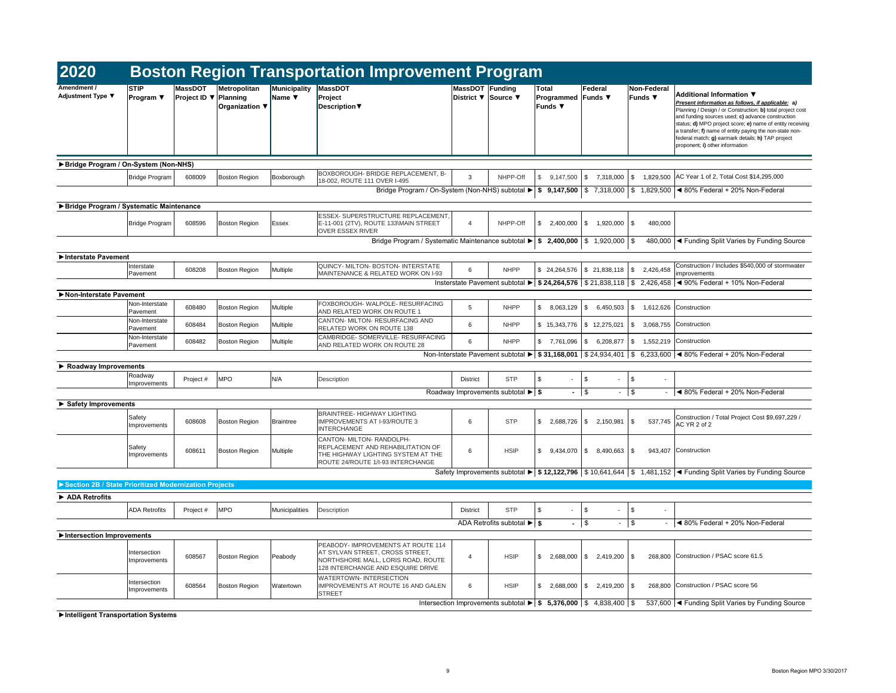# 2020 Boston Region Transportation Improvement Program

| Amendment / Adjustment Type ▼ | STIP Program ▼ | MassDOT Project ID ▼ | Metropolitan Planning Organization ▼ | Municipality Name ▼ | MassDOT Project Description▼ | MassDOT District ▼ | Funding Source ▼ | Total Programmed Funds ▼ | Federal Funds ▼ | Non-Federal Funds ▼ | Additional Information ▼ *Present information as follows, if applicable: a) Planning / Design / or Construction; b) total project cost and funding sources used; c) advance construction status; d) MPO project score; e) name of entity receiving a transfer; f) name of entity paying the non-state non-federal match; g) earmark details; h) TAP project proponent; i) other information* |
|---|---|---|---|---|---|---|---|---|---|---|---|
| **►Bridge Program / On-System (Non-NHS)** | | | | | | | | | | | |
| | Bridge Program | 608009 | Boston Region | Boxborough | BOXBOROUGH- BRIDGE REPLACEMENT, B-18-002, ROUTE 111 OVER I-495 | 3 | NHPP-Off | $ 9,147,500 | $ 7,318,000 | $ 1,829,500 | AC Year 1 of 2, Total Cost $14,295,000 |
| | | | | | | | Bridge Program / On-System (Non-NHS) subtotal ► | **$ 9,147,500** | $ 7,318,000 | $ 1,829,500 | ◄ 80% Federal + 20% Non-Federal |
| **►Bridge Program / Systematic Maintenance** | | | | | | | | | | | |
| | Bridge Program | 608596 | Boston Region | Essex | ESSEX- SUPERSTRUCTURE REPLACEMENT, E-11-001 (2TV), ROUTE 133\MAIN STREET OVER ESSEX RIVER | 4 | NHPP-Off | $ 2,400,000 | $ 1,920,000 | $ 480,000 | |
| | | | | | | | Bridge Program / Systematic Maintenance subtotal ► | **$ 2,400,000** | $ 1,920,000 | $ 480,000 | ◄ Funding Split Varies by Funding Source |
| **►Interstate Pavement** | | | | | | | | | | | |
| | Interstate Pavement | 608208 | Boston Region | Multiple | QUINCY- MILTON- BOSTON- INTERSTATE MAINTENANCE & RELATED WORK ON I-93 | 6 | NHPP | $ 24,264,576 | $ 21,838,118 | $ 2,426,458 | Construction / Includes $540,000 of stormwater improvements |
| | | | | | | | Insterstate Pavement subtotal ► | **$ 24,264,576** | $ 21,838,118 | $ 2,426,458 | ◄ 90% Federal + 10% Non-Federal |
| **►Non-Interstate Pavement** | | | | | | | | | | | |
| | Non-Interstate Pavement | 608480 | Boston Region | Multiple | FOXBOROUGH- WALPOLE- RESURFACING AND RELATED WORK ON ROUTE 1 | 5 | NHPP | $ 8,063,129 | $ 6,450,503 | $ 1,612,626 | Construction |
| | Non-Interstate Pavement | 608484 | Boston Region | Multiple | CANTON- MILTON- RESURFACING AND RELATED WORK ON ROUTE 138 | 6 | NHPP | $ 15,343,776 | $ 12,275,021 | $ 3,068,755 | Construction |
| | Non-Interstate Pavement | 608482 | Boston Region | Multiple | CAMBRIDGE- SOMERVILLE- RESURFACING AND RELATED WORK ON ROUTE 28 | 6 | NHPP | $ 7,761,096 | $ 6,208,877 | $ 1,552,219 | Construction |
| | | | | | | | Non-Interstate Pavement subtotal ► | **$ 31,168,001** | $ 24,934,401 | $ 6,233,600 | ◄ 80% Federal + 20% Non-Federal |
| **► Roadway Improvements** | | | | | | | | | | | |
| | Roadway Improvements | Project # | MPO | N/A | Description | District | STP | $ - | $ - | $ - | |
| | | | | | | | Roadway Improvements subtotal ► | **$ -** | $ - | $ - | ◄ 80% Federal + 20% Non-Federal |
| **► Safety Improvements** | | | | | | | | | | | |
| | Safety Improvements | 608608 | Boston Region | Braintree | BRAINTREE- HIGHWAY LIGHTING IMPROVEMENTS AT I-93/ROUTE 3 INTERCHANGE | 6 | STP | $ 2,688,726 | $ 2,150,981 | $ 537,745 | Construction / Total Project Cost $9,697,229 / AC YR 2 of 2 |
| | Safety Improvements | 608611 | Boston Region | Multiple | CANTON- MILTON- RANDOLPH- REPLACEMENT AND REHABILITATION OF THE HIGHWAY LIGHTING SYSTEM AT THE ROUTE 24/ROUTE 1/I-93 INTERCHANGE | 6 | HSIP | $ 9,434,070 | $ 8,490,663 | $ 943,407 | Construction |
| | | | | | | | Safety Improvements subtotal ► | **$ 12,122,796** | $ 10,641,644 | $ 1,481,152 | ◄ Funding Split Varies by Funding Source |
| **►Section 2B / State Prioritized Modernization Projects** | | | | | | | | | | | |
| **► ADA Retrofits** | | | | | | | | | | | |
| | ADA Retrofits | Project # | MPO | Municipalities | Description | District | STP | $ - | $ - | $ - | |
| | | | | | | | ADA Retrofits subtotal ► | **$ -** | $ - | $ - | ◄ 80% Federal + 20% Non-Federal |
| **►Intersection Improvements** | | | | | | | | | | | |
| | Intersection Improvements | 608567 | Boston Region | Peabody | PEABODY- IMPROVEMENTS AT ROUTE 114 AT SYLVAN STREET, CROSS STREET, NORTHSHORE MALL, LORIS ROAD, ROUTE 128 INTERCHANGE AND ESQUIRE DRIVE | 4 | HSIP | $ 2,688,000 | $ 2,419,200 | $ 268,800 | Construction / PSAC score 61.5 |
| | Intersection Improvements | 608564 | Boston Region | Watertown | WATERTOWN- INTERSECTION IMPROVEMENTS AT ROUTE 16 AND GALEN STREET | 6 | HSIP | $ 2,688,000 | $ 2,419,200 | $ 268,800 | Construction / PSAC score 56 |
| | | | | | | | Intersection Improvements subtotal ► | **$ 5,376,000** | $ 4,838,400 | $ 537,600 | ◄ Funding Split Varies by Funding Source |
| **►Intelligent Transportation Systems** | | | | | | | | | | | |

Boston Region MPO 3/30/2017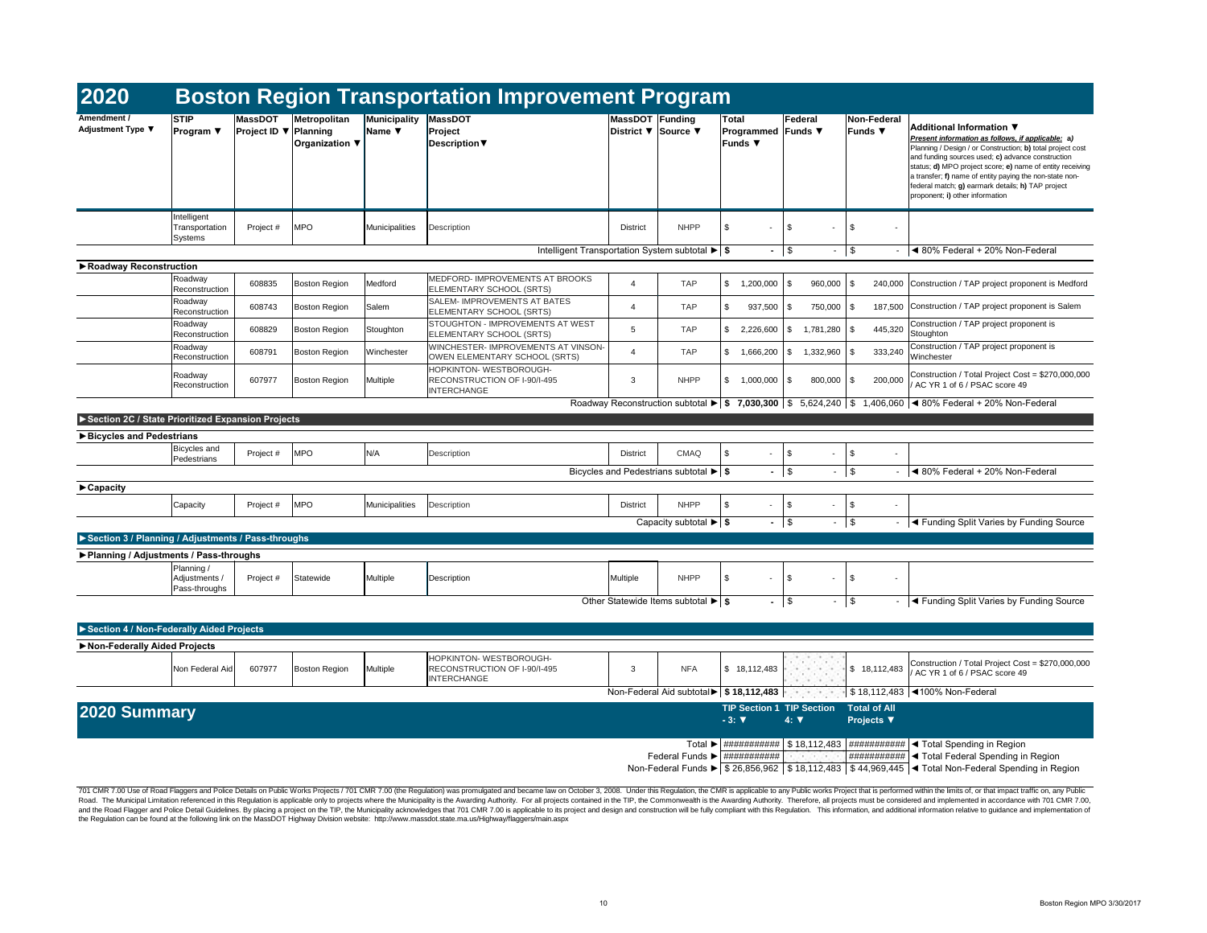# 2020 Boston Region Transportation Improvement Program

| Amendment / Adjustment Type ▼ | STIP Program ▼ | MassDOT Project ID ▼ | Metropolitan Planning Organization ▼ | Municipality Name ▼ | MassDOT Project Description▼ | MassDOT District ▼ | Funding Source ▼ | Total Programmed Funds ▼ | Federal Funds ▼ | Non-Federal Funds ▼ | Additional Information ▼ *Present information as follows, if applicable:* a) Planning / Design / or Construction; b) total project cost and funding sources used; c) advance construction status; d) MPO project score; e) name of entity receiving a transfer; f) name of entity paying the non-state non-federal match; g) earmark details; h) TAP project proponent; i) other information |
|---|---|---|---|---|---|---|---|---|---|---|---|
| | Intelligent Transportation Systems | Project # | MPO | Municipalities | Description | District | NHPP | $ - | $ - | $ - | |
| | | | | | | Intelligent Transportation System subtotal ▶ | | $ - | $ - | $ - | ◀ 80% Federal + 20% Non-Federal |
| **►Roadway Reconstruction** | | | | | | | | | | | |
| | Roadway Reconstruction | 608835 | Boston Region | Medford | MEDFORD- IMPROVEMENTS AT BROOKS ELEMENTARY SCHOOL (SRTS) | 4 | TAP | $ 1,200,000 | $ 960,000 | $ 240,000 | Construction / TAP project proponent is Medford |
| | Roadway Reconstruction | 608743 | Boston Region | Salem | SALEM- IMPROVEMENTS AT BATES ELEMENTARY SCHOOL (SRTS) | 4 | TAP | $ 937,500 | $ 750,000 | $ 187,500 | Construction / TAP project proponent is Salem |
| | Roadway Reconstruction | 608829 | Boston Region | Stoughton | STOUGHTON - IMPROVEMENTS AT WEST ELEMENTARY SCHOOL (SRTS) | 5 | TAP | $ 2,226,600 | $ 1,781,280 | $ 445,320 | Construction / TAP project proponent is Stoughton |
| | Roadway Reconstruction | 608791 | Boston Region | Winchester | WINCHESTER- IMPROVEMENTS AT VINSON-OWEN ELEMENTARY SCHOOL (SRTS) | 4 | TAP | $ 1,666,200 | $ 1,332,960 | $ 333,240 | Construction / TAP project proponent is Winchester |
| | Roadway Reconstruction | 607977 | Boston Region | Multiple | HOPKINTON- WESTBOROUGH- RECONSTRUCTION OF I-90/I-495 INTERCHANGE | 3 | NHPP | $ 1,000,000 | $ 800,000 | $ 200,000 | Construction / Total Project Cost = $270,000,000 / AC YR 1 of 6 / PSAC score 49 |
| | | | | | | Roadway Reconstruction subtotal ▶ | | **$ 7,030,300** | $ 5,624,240 | $ 1,406,060 | ◀ 80% Federal + 20% Non-Federal |
| **►Section 2C / State Prioritized Expansion Projects** | | | | | | | | | | | |
| **►Bicycles and Pedestrians** | | | | | | | | | | | |
| | Bicycles and Pedestrians | Project # | MPO | N/A | Description | District | CMAQ | $ - | $ - | $ - | |
| | | | | | | Bicycles and Pedestrians subtotal ▶ | | $ - | $ - | $ - | ◀ 80% Federal + 20% Non-Federal |
| **►Capacity** | | | | | | | | | | | |
| | Capacity | Project # | MPO | Municipalities | Description | District | NHPP | $ - | $ - | $ - | |
| | | | | | | Capacity subtotal ▶ | | $ - | $ - | $ - | ◀ Funding Split Varies by Funding Source |
| **►Section 3 / Planning / Adjustments / Pass-throughs** | | | | | | | | | | | |
| **►Planning / Adjustments / Pass-throughs** | | | | | | | | | | | |
| | Planning / Adjustments / Pass-throughs | Project # | Statewide | Multiple | Description | Multiple | NHPP | $ - | $ - | $ - | |
| | | | | | | Other Statewide Items subtotal ▶ | | $ - | $ - | $ - | ◀ Funding Split Varies by Funding Source |
| **►Section 4 / Non-Federally Aided Projects** | | | | | | | | | | | |
| **►Non-Federally Aided Projects** | | | | | | | | | | | |
| | Non Federal Aid | 607977 | Boston Region | Multiple | HOPKINTON- WESTBOROUGH- RECONSTRUCTION OF I-90/I-495 INTERCHANGE | 3 | NFA | $ 18,112,483 | | $ 18,112,483 | Construction / Total Project Cost = $270,000,000 / AC YR 1 of 6 / PSAC score 49 |
| | | | | | | Non-Federal Aid subtotal▶ | | **$ 18,112,483** | | $ 18,112,483 | ◀100% Non-Federal |

## 2020 Summary

| | TIP Section 1 - 3: ▼ | TIP Section 4: ▼ | Total of All Projects ▼ | |
|---|---|---|---|---|
| Total ▶ | ########### | $ 18,112,483 | ########### | ◀ Total Spending in Region |
| Federal Funds ▶ | ########### | | ########### | ◀ Total Federal Spending in Region |
| Non-Federal Funds ▶ | $ 26,856,962 | $ 18,112,483 | $ 44,969,445 | ◀ Total Non-Federal Spending in Region |

701 CMR 7.00 Use of Road Flaggers and Police Details on Public Works Projects / 701 CMR 7.00 (the Regulation) was promulgated and became law on October 3, 2008. Under this Regulation, the CMR is applicable to any Public works Project that is performed within the limits of, or that impact traffic on, any Public Road. The Municipal Limitation referenced in this Regulation is applicable only to projects where the Municipality is the Awarding Authority. For all projects contained in the TIP, the Commonwealth is the Awarding Authority. Therefore, all projects must be considered and implemented in accordance with 701 CMR 7.00, and the Road Flagger and Police Detail Guidelines. By placing a project on the TIP, the Municipality acknowledges that 701 CMR 7.00 is applicable to its project and design and construction will be fully compliant with this Regulation. This information, and additional information relative to guidance and implementation of the Regulation can be found at the following link on the MassDOT Highway Division website: http://www.massdot.state.ma.us/Highway/flaggers/main.aspx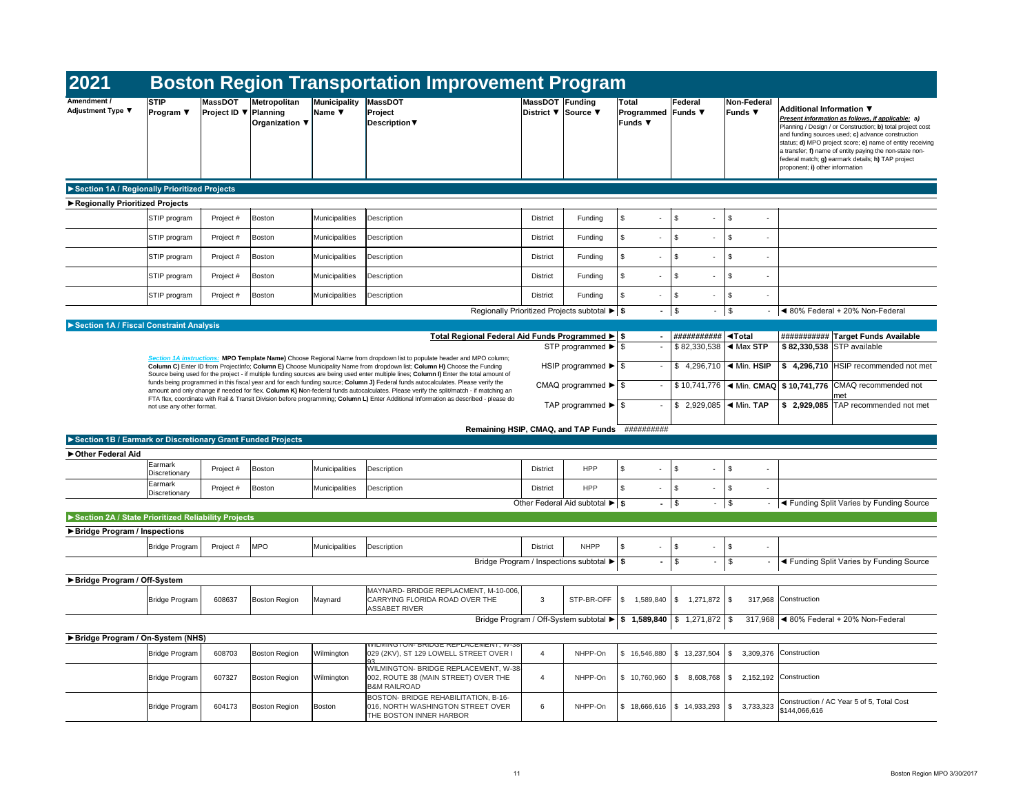# 2021 Boston Region Transportation Improvement Program

| Amendment / Adjustment Type ▼ | STIP Program ▼ | MassDOT Project ID ▼ | Metropolitan Planning Organization ▼ | Municipality Name ▼ | MassDOT Project Description▼ | MassDOT District ▼ | Funding Source ▼ | Total Programmed Funds ▼ | Federal Funds ▼ | Non-Federal Funds ▼ | Additional Information ▼ *Present information as follows, if applicable:* a) Planning / Design / or Construction; b) total project cost and funding sources used; c) advance construction status; d) MPO project score; e) name of entity receiving a transfer; f) name of entity paying the non-state non-federal match; g) earmark details; h) TAP project proponent; i) other information |
|---|---|---|---|---|---|---|---|---|---|---|---|
| **►Section 1A / Regionally Prioritized Projects** | | | | | | | | | | | |
| **►Regionally Prioritized Projects** | | | | | | | | | | | |
| | STIP program | Project # | Boston | Municipalities | Description | District | Funding | $ - | $ - | $ - | |
| | STIP program | Project # | Boston | Municipalities | Description | District | Funding | $ - | $ - | $ - | |
| | STIP program | Project # | Boston | Municipalities | Description | District | Funding | $ - | $ - | $ - | |
| | STIP program | Project # | Boston | Municipalities | Description | District | Funding | $ - | $ - | $ - | |
| | STIP program | Project # | Boston | Municipalities | Description | District | Funding | $ - | $ - | $ - | |
| | | | | | | Regionally Prioritized Projects subtotal ► | | **$ -** | $ - | $ - | ◄ 80% Federal + 20% Non-Federal |

**►Section 1A / Fiscal Constraint Analysis**

| | | | | |
|---|---|---|---|---|
| **Total Regional Federal Aid Funds Programmed ►** | **$ -** | ########### | **◄Total** | ########### **Target Funds Available** |
| STP programmed ► | $ - | $ 82,330,538 | ◄ Max **STP** | **$ 82,330,538** STP available |
| HSIP programmed ► | $ - | $ 4,296,710 | ◄ Min. **HSIP** | **$ 4,296,710** HSIP recommended not met |
| CMAQ programmed ► | $ - | $ 10,741,776 | ◄ Min. **CMAQ** | **$ 10,741,776** CMAQ recommended not met |
| TAP programmed ► | $ - | $ 2,929,085 | ◄ Min. **TAP** | **$ 2,929,085** TAP recommended not met |
| **Remaining HSIP, CMAQ, and TAP Funds** | ########## | | | |

*Section 1A instructions:* **MPO Template Name)** Choose Regional Name from dropdown list to populate header and MPO column; **Column C)** Enter ID from ProjectInfo; **Column E)** Choose Municipality Name from dropdown list; **Column H)** Choose the Funding Source being used for the project - if multiple funding sources are being used enter multiple lines; **Column I)** Enter the total amount of funds being programmed in this fiscal year and for each funding source; **Column J)** Federal funds autocalculates. Please verify the amount and only change if needed for flex. **Column K) N**on-federal funds autocalculates. Please verify the split/match - if matching an FTA flex, coordinate with Rail & Transit Division before programming; **Column L)** Enter Additional Information as described - please do not use any other format.

| Amendment / Adjustment Type | STIP Program | MassDOT Project ID | MPO | Municipality | Description | District | Funding Source | Total Programmed Funds | Federal Funds | Non-Federal Funds | Additional Information |
|---|---|---|---|---|---|---|---|---|---|---|---|
| **►Section 1B / Earmark or Discretionary Grant Funded Projects** | | | | | | | | | | | |
| **►Other Federal Aid** | | | | | | | | | | | |
| | Earmark Discretionary | Project # | Boston | Municipalities | Description | District | HPP | $ - | $ - | $ - | |
| | Earmark Discretionary | Project # | Boston | Municipalities | Description | District | HPP | $ - | $ - | $ - | |
| | | | | | | Other Federal Aid subtotal ► | | **$ -** | $ - | $ - | ◄ Funding Split Varies by Funding Source |
| **►Section 2A / State Prioritized Reliability Projects** | | | | | | | | | | | |
| **►Bridge Program / Inspections** | | | | | | | | | | | |
| | Bridge Program | Project # | MPO | Municipalities | Description | District | NHPP | $ - | $ - | $ - | |
| | | | | | | Bridge Program / Inspections subtotal ► | | **$ -** | $ - | $ - | ◄ Funding Split Varies by Funding Source |
| **►Bridge Program / Off-System** | | | | | | | | | | | |
| | Bridge Program | 608637 | Boston Region | Maynard | MAYNARD- BRIDGE REPLACMENT, M-10-006, CARRYING FLORIDA ROAD OVER THE ASSABET RIVER | 3 | STP-BR-OFF | $ 1,589,840 | $ 1,271,872 | $ 317,968 | Construction |
| | | | | | | Bridge Program / Off-System subtotal ► | | **$ 1,589,840** | $ 1,271,872 | $ 317,968 | ◄ 80% Federal + 20% Non-Federal |
| **►Bridge Program / On-System (NHS)** | | | | | | | | | | | |
| | Bridge Program | 608703 | Boston Region | Wilmington | WILMINGTON- BRIDGE REPLACEMENT, W-38-029 (2KV), ST 129 LOWELL STREET OVER I 93 | 4 | NHPP-On | $ 16,546,880 | $ 13,237,504 | $ 3,309,376 | Construction |
| | Bridge Program | 607327 | Boston Region | Wilmington | WILMINGTON- BRIDGE REPLACEMENT, W-38-002, ROUTE 38 (MAIN STREET) OVER THE B&M RAILROAD | 4 | NHPP-On | $ 10,760,960 | $ 8,608,768 | $ 2,152,192 | Construction |
| | Bridge Program | 604173 | Boston Region | Boston | BOSTON- BRIDGE REHABILITATION, B-16-016, NORTH WASHINGTON STREET OVER THE BOSTON INNER HARBOR | 6 | NHPP-On | $ 18,666,616 | $ 14,933,293 | $ 3,733,323 | Construction / AC Year 5 of 5, Total Cost $144,066,616 |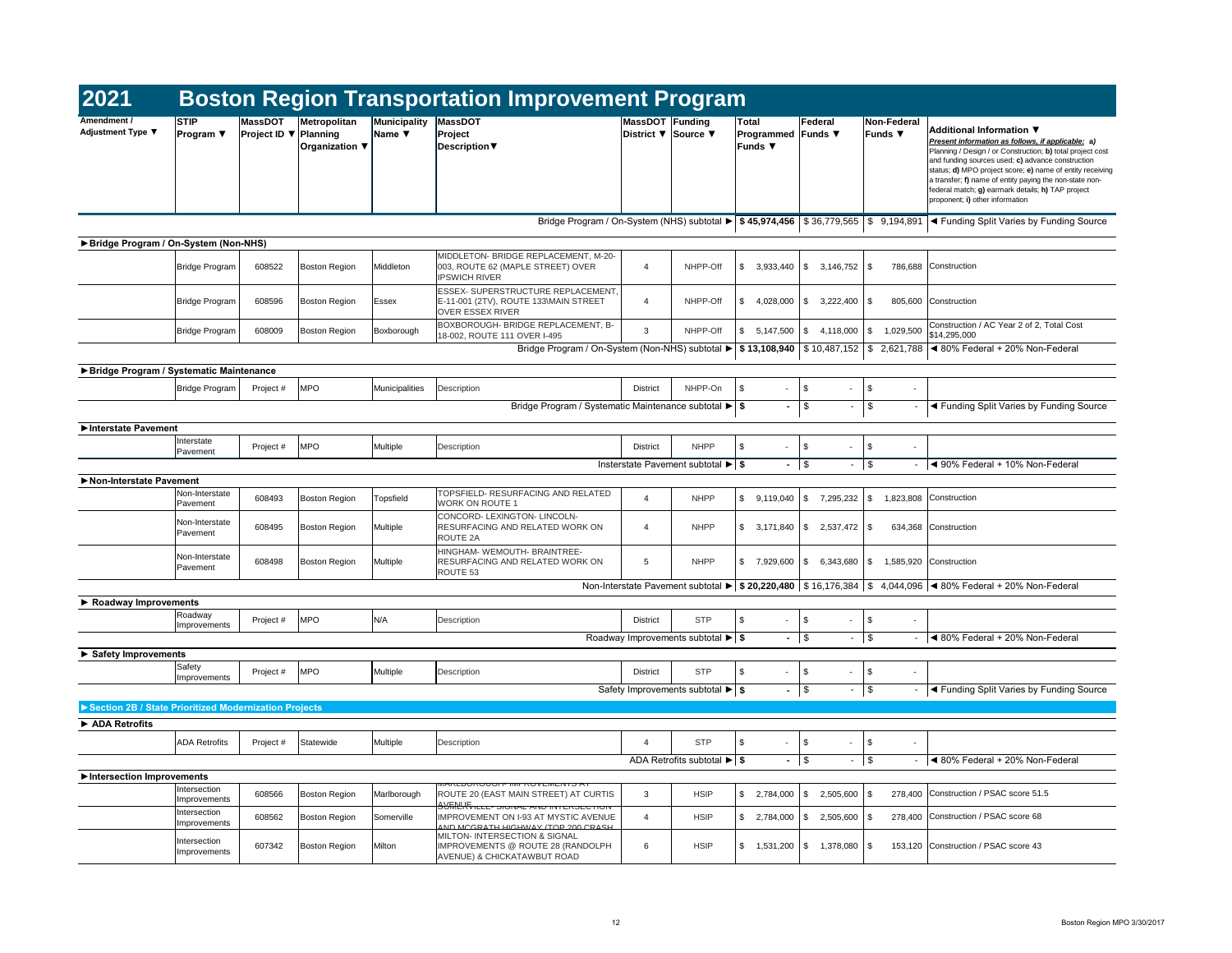# 2021 Boston Region Transportation Improvement Program

| Amendment / Adjustment Type ▼ | STIP Program ▼ | MassDOT Project ID ▼ | Metropolitan Planning Organization ▼ | Municipality Name ▼ | MassDOT Project Description▼ | MassDOT District ▼ | Funding Source ▼ | Total Programmed Funds ▼ | Federal Funds ▼ | Non-Federal Funds ▼ | Additional Information ▼ *Present information as follows, if applicable:* a) Planning / Design / or Construction; b) total project cost and funding sources used; c) advance construction status; d) MPO project score; e) name of entity receiving a transfer; f) name of entity paying the non-state non-federal match; g) earmark details; h) TAP project proponent; i) other information |
|---|---|---|---|---|---|---|---|---|---|---|---|
| | | | | | Bridge Program / On-System (NHS) subtotal ► | | | $ 45,974,456 | $ 36,779,565 | $ 9,194,891 | ◄ Funding Split Varies by Funding Source |
| **►Bridge Program / On-System (Non-NHS)** | | | | | | | | | | | |
| | Bridge Program | 608522 | Boston Region | Middleton | MIDDLETON- BRIDGE REPLACEMENT, M-20-003, ROUTE 62 (MAPLE STREET) OVER IPSWICH RIVER | 4 | NHPP-Off | $ 3,933,440 | $ 3,146,752 | $ 786,688 | Construction |
| | Bridge Program | 608596 | Boston Region | Essex | ESSEX- SUPERSTRUCTURE REPLACEMENT, E-11-001 (2TV), ROUTE 133\MAIN STREET OVER ESSEX RIVER | 4 | NHPP-Off | $ 4,028,000 | $ 3,222,400 | $ 805,600 | Construction |
| | Bridge Program | 608009 | Boston Region | Boxborough | BOXBOROUGH- BRIDGE REPLACEMENT, B-18-002, ROUTE 111 OVER I-495 | 3 | NHPP-Off | $ 5,147,500 | $ 4,118,000 | $ 1,029,500 | Construction / AC Year 2 of 2, Total Cost $14,295,000 |
| | | | | | Bridge Program / On-System (Non-NHS) subtotal ► | | | $ 13,108,940 | $ 10,487,152 | $ 2,621,788 | ◄ 80% Federal + 20% Non-Federal |
| **►Bridge Program / Systematic Maintenance** | | | | | | | | | | | |
| | Bridge Program | Project # | MPO | Municipalities | Description | District | NHPP-On | $ - | $ - | $ - | |
| | | | | | Bridge Program / Systematic Maintenance subtotal ► | | | $ - | $ - | $ - | ◄ Funding Split Varies by Funding Source |
| **►Interstate Pavement** | | | | | | | | | | | |
| | Interstate Pavement | Project # | MPO | Multiple | Description | District | NHPP | $ - | $ - | $ - | |
| | | | | | Insterstate Pavement subtotal ► | | | $ - | $ - | $ - | ◄ 90% Federal + 10% Non-Federal |
| **►Non-Interstate Pavement** | | | | | | | | | | | |
| | Non-Interstate Pavement | 608493 | Boston Region | Topsfield | TOPSFIELD- RESURFACING AND RELATED WORK ON ROUTE 1 | 4 | NHPP | $ 9,119,040 | $ 7,295,232 | $ 1,823,808 | Construction |
| | Non-Interstate Pavement | 608495 | Boston Region | Multiple | CONCORD- LEXINGTON- LINCOLN- RESURFACING AND RELATED WORK ON ROUTE 2A | 4 | NHPP | $ 3,171,840 | $ 2,537,472 | $ 634,368 | Construction |
| | Non-Interstate Pavement | 608498 | Boston Region | Multiple | HINGHAM- WEMOUTH- BRAINTREE- RESURFACING AND RELATED WORK ON ROUTE 53 | 5 | NHPP | $ 7,929,600 | $ 6,343,680 | $ 1,585,920 | Construction |
| | | | | | Non-Interstate Pavement subtotal ► | | | $ 20,220,480 | $ 16,176,384 | $ 4,044,096 | ◄ 80% Federal + 20% Non-Federal |
| **► Roadway Improvements** | | | | | | | | | | | |
| | Roadway Improvements | Project # | MPO | N/A | Description | District | STP | $ - | $ - | $ - | |
| | | | | | Roadway Improvements subtotal ► | | | $ - | $ - | $ - | ◄ 80% Federal + 20% Non-Federal |
| **► Safety Improvements** | | | | | | | | | | | |
| | Safety Improvements | Project # | MPO | Multiple | Description | District | STP | $ - | $ - | $ - | |
| | | | | | Safety Improvements subtotal ► | | | $ - | $ - | $ - | ◄ Funding Split Varies by Funding Source |
| **►Section 2B / State Prioritized Modernization Projects** | | | | | | | | | | | |
| **► ADA Retrofits** | | | | | | | | | | | |
| | ADA Retrofits | Project # | Statewide | Multiple | Description | 4 | STP | $ - | $ - | $ - | |
| | | | | | ADA Retrofits subtotal ► | | | $ - | $ - | $ - | ◄ 80% Federal + 20% Non-Federal |
| **►Intersection Improvements** | | | | | | | | | | | |
| | Intersection Improvements | 608566 | Boston Region | Marlborough | MARLBOROUGH- IMPROVEMENTS AT ROUTE 20 (EAST MAIN STREET) AT CURTIS AVENUE | 3 | HSIP | $ 2,784,000 | $ 2,505,600 | $ 278,400 | Construction / PSAC score 51.5 |
| | Intersection Improvements | 608562 | Boston Region | Somerville | SOMERVILLE- SIGNAL AND INTERSECTION IMPROVEMENT ON I-93 AT MYSTIC AVENUE AND MCGRATH HIGHWAY (TOP 200 CRASH | 4 | HSIP | $ 2,784,000 | $ 2,505,600 | $ 278,400 | Construction / PSAC score 68 |
| | Intersection Improvements | 607342 | Boston Region | Milton | MILTON- INTERSECTION & SIGNAL IMPROVEMENTS @ ROUTE 28 (RANDOLPH AVENUE) & CHICKATAWBUT ROAD | 6 | HSIP | $ 1,531,200 | $ 1,378,080 | $ 153,120 | Construction / PSAC score 43 |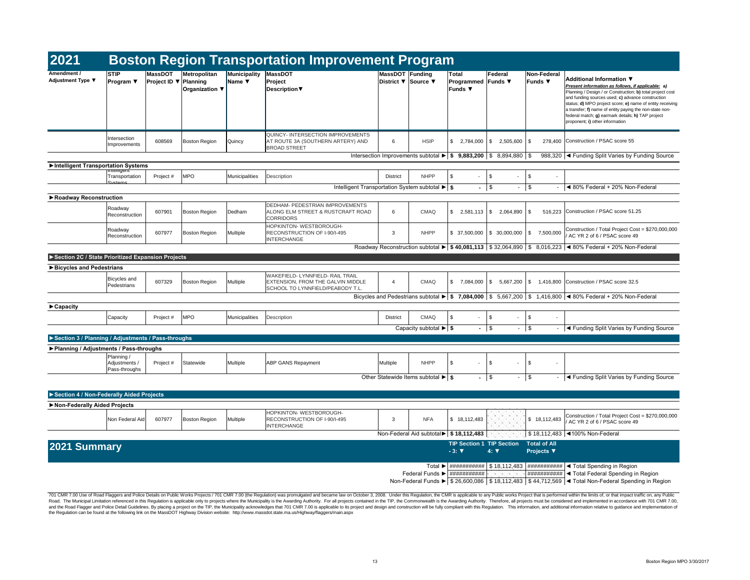# 2021 Boston Region Transportation Improvement Program

| Amendment / Adjustment Type ▼ | STIP Program ▼ | MassDOT Project ID ▼ | Metropolitan Planning Organization ▼ | Municipality Name ▼ | MassDOT Project Description▼ | MassDOT District ▼ | Funding Source ▼ | Total Programmed Funds ▼ | Federal Funds ▼ | Non-Federal Funds ▼ | Additional Information ▼ *Present information as follows, if applicable:* **a)** Planning / Design / or Construction; **b)** total project cost and funding sources used; **c)** advance construction status; **d)** MPO project score; **e)** name of entity receiving a transfer; **f)** name of entity paying the non-state non-federal match; **g)** earmark details; **h)** TAP project proponent; **i)** other information |
|---|---|---|---|---|---|---|---|---|---|---|---|
| | Intersection Improvements | 608569 | Boston Region | Quincy | QUINCY- INTERSECTION IMPROVEMENTS AT ROUTE 3A (SOUTHERN ARTERY) AND BROAD STREET | 6 | HSIP | $ 2,784,000 | $ 2,505,600 | $ 278,400 | Construction / PSAC score 55 |
| | | | | | | Intersection Improvements subtotal ▶ | | **$ 9,883,200** | $ 8,894,880 | $ 988,320 | ◀ Funding Split Varies by Funding Source |
| **▶Intelligent Transportation Systems** | | | | | | | | | | | |
| | Intelligent Transportation Systems | Project # | MPO | Municipalities | Description | District | NHPP | $ - | $ - | $ - | |
| | | | | | | Intelligent Transportation System subtotal ▶ | | **$ -** | $ - | $ - | ◀ 80% Federal + 20% Non-Federal |
| **▶Roadway Reconstruction** | | | | | | | | | | | |
| | Roadway Reconstruction | 607901 | Boston Region | Dedham | DEDHAM- PEDESTRIAN IMPROVEMENTS ALONG ELM STREET & RUSTCRAFT ROAD CORRIDORS | 6 | CMAQ | $ 2,581,113 | $ 2,064,890 | $ 516,223 | Construction / PSAC score 51.25 |
| | Roadway Reconstruction | 607977 | Boston Region | Multiple | HOPKINTON- WESTBOROUGH- RECONSTRUCTION OF I-90/I-495 INTERCHANGE | 3 | NHPP | $ 37,500,000 | $ 30,000,000 | $ 7,500,000 | Construction / Total Project Cost = $270,000,000 / AC YR 2 of 6 / PSAC score 49 |
| | | | | | | Roadway Reconstruction subtotal ▶ | | **$ 40,081,113** | $ 32,064,890 | $ 8,016,223 | ◀ 80% Federal + 20% Non-Federal |
| **▶Section 2C / State Prioritized Expansion Projects** | | | | | | | | | | | |
| **▶Bicycles and Pedestrians** | | | | | | | | | | | |
| | Bicycles and Pedestrians | 607329 | Boston Region | Multiple | WAKEFIELD- LYNNFIELD- RAIL TRAIL EXTENSION, FROM THE GALVIN MIDDLE SCHOOL TO LYNNFIELD/PEABODY T.L. | 4 | CMAQ | $ 7,084,000 | $ 5,667,200 | $ 1,416,800 | Construction / PSAC score 32.5 |
| | | | | | | Bicycles and Pedestrians subtotal ▶ | | **$ 7,084,000** | $ 5,667,200 | $ 1,416,800 | ◀ 80% Federal + 20% Non-Federal |
| **▶Capacity** | | | | | | | | | | | |
| | Capacity | Project # | MPO | Municipalities | Description | District | CMAQ | $ - | $ - | $ - | |
| | | | | | | Capacity subtotal ▶ | | **$ -** | $ - | $ - | ◀ Funding Split Varies by Funding Source |
| **▶Section 3 / Planning / Adjustments / Pass-throughs** | | | | | | | | | | | |
| **▶Planning / Adjustments / Pass-throughs** | | | | | | | | | | | |
| | Planning / Adjustments / Pass-throughs | Project # | Statewide | Multiple | ABP GANS Repayment | Multiple | NHPP | $ - | $ - | $ - | |
| | | | | | | Other Statewide Items subtotal ▶ | | **$ -** | $ - | $ - | ◀ Funding Split Varies by Funding Source |
| **▶Section 4 / Non-Federally Aided Projects** | | | | | | | | | | | |
| **▶Non-Federally Aided Projects** | | | | | | | | | | | |
| | Non Federal Aid | 607977 | Boston Region | Multiple | HOPKINTON- WESTBOROUGH- RECONSTRUCTION OF I-90/I-495 INTERCHANGE | 3 | NFA | $ 18,112,483 | | $ 18,112,483 | Construction / Total Project Cost = $270,000,000 / AC YR 2 of 6 / PSAC score 49 |
| | | | | | | Non-Federal Aid subtotal▶ | | **$ 18,112,483** | | $ 18,112,483 | ◀100% Non-Federal |

## 2021 Summary

| | TIP Section 1 - 3: ▼ | TIP Section 4: ▼ | Total of All Projects ▼ | |
|---|---|---|---|---|
| Total ▶ | ########### | $ 18,112,483 | ########### | ◀ Total Spending in Region |
| Federal Funds ▶ | ########### | | ########### | ◀ Total Federal Spending in Region |
| Non-Federal Funds ▶ | $ 26,600,086 | $ 18,112,483 | $ 44,712,569 | ◀ Total Non-Federal Spending in Region |

701 CMR 7.00 Use of Road Flaggers and Police Details on Public Works Projects / 701 CMR 7.00 (the Regulation) was promulgated and became law on October 3, 2008. Under this Regulation, the CMR is applicable to any Public works Project that is performed within the limits of, or that impact traffic on, any Public Road. The Municipal Limitation referenced in this Regulation is applicable only to projects where the Municipality is the Awarding Authority. For all projects contained in the TIP, the Commonwealth is the Awarding Authority. Therefore, all projects must be considered and implemented in accordance with 701 CMR 7.00, and the Road Flagger and Police Detail Guidelines. By placing a project on the TIP, the Municipality acknowledges that 701 CMR 7.00 is applicable to its project and design and construction will be fully compliant with this Regulation. This information, and additional information relative to guidance and implementation of the Regulation can be found at the following link on the MassDOT Highway Division website: http://www.massdot.state.ma.us/Highway/flaggers/main.aspx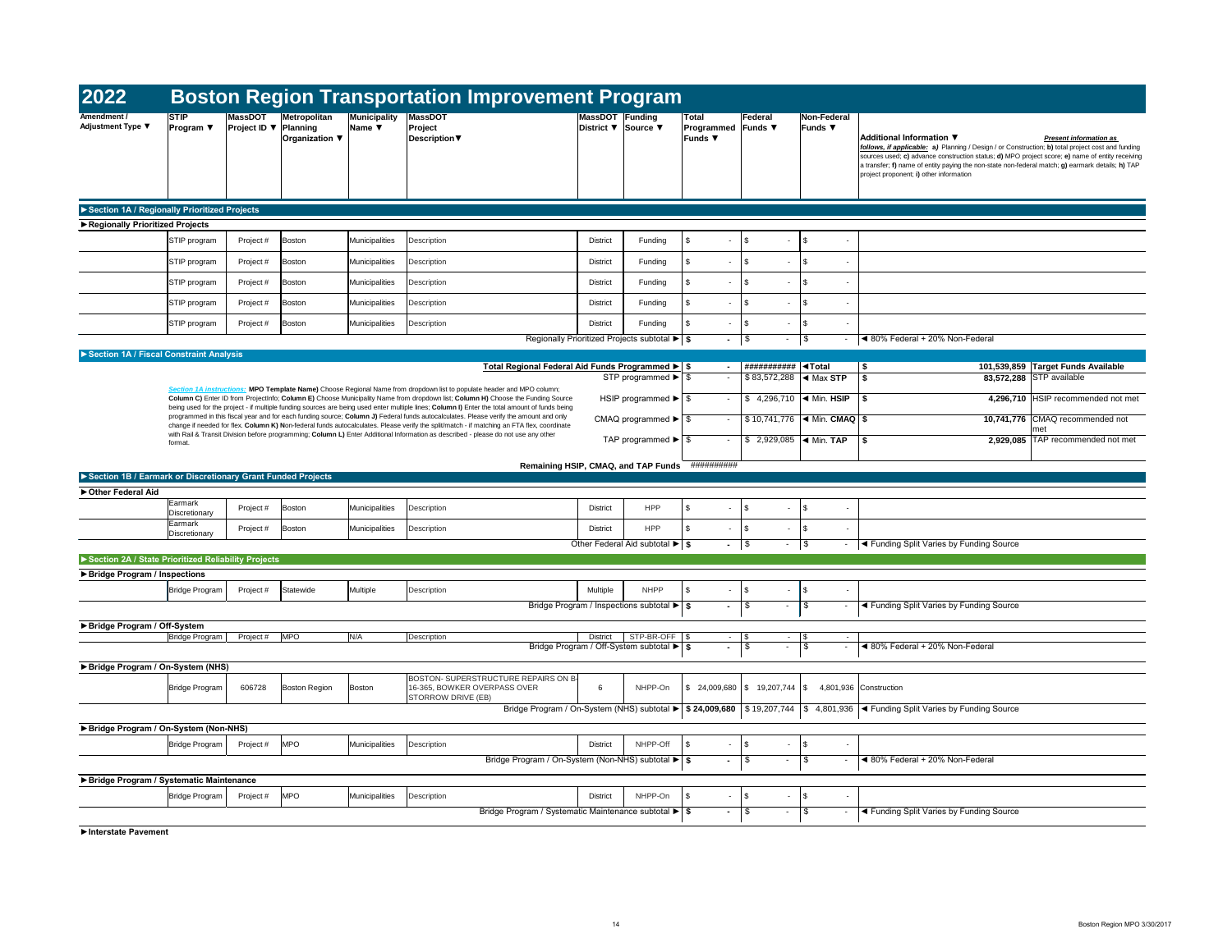# 2022 Boston Region Transportation Improvement Program

| Amendment / Adjustment Type ▼ | STIP Program ▼ | MassDOT Project ID ▼ | Metropolitan Planning Organization ▼ | Municipality Name ▼ | MassDOT Project Description▼ | MassDOT District ▼ | Funding Source ▼ | Total Programmed Funds ▼ | Federal Funds ▼ | Non-Federal Funds ▼ | Additional Information ▼ *Present information as follows, if applicable:* **a)** Planning / Design / or Construction; **b)** total project cost and funding sources used; **c)** advance construction status; **d)** MPO project score; **e)** name of entity receiving a transfer; **f)** name of entity paying the non-state non-federal match; **g)** earmark details; **h)** TAP project proponent; **i)** other information |
|---|---|---|---|---|---|---|---|---|---|---|---|
| **►Section 1A / Regionally Prioritized Projects** | | | | | | | | | | | |
| **►Regionally Prioritized Projects** | | | | | | | | | | | |
| | STIP program | Project # | Boston | Municipalities | Description | District | Funding | $ - | $ - | $ - | |
| | STIP program | Project # | Boston | Municipalities | Description | District | Funding | $ - | $ - | $ - | |
| | STIP program | Project # | Boston | Municipalities | Description | District | Funding | $ - | $ - | $ - | |
| | STIP program | Project # | Boston | Municipalities | Description | District | Funding | $ - | $ - | $ - | |
| | STIP program | Project # | Boston | Municipalities | Description | District | Funding | $ - | $ - | $ - | |
| | | | | | | Regionally Prioritized Projects subtotal ► | | $ - | $ - | $ - | ◄ 80% Federal + 20% Non-Federal |

**►Section 1A / Fiscal Constraint Analysis**

| | | | | | |
|---|---|---|---|---|---|
| Total Regional Federal Aid Funds Programmed ► | $ - | ########### | ◄Total | $ 101,539,859 | Target Funds Available |
| STP programmed ► | $ - | $ 83,572,288 | ◄ Max STP | $ 83,572,288 | STP available |
| HSIP programmed ► | $ - | $ 4,296,710 | ◄ Min. HSIP | $ 4,296,710 | HSIP recommended not met |
| CMAQ programmed ► | $ - | $ 10,741,776 | ◄ Min. CMAQ | $ 10,741,776 | CMAQ recommended not met |
| TAP programmed ► | $ - | $ 2,929,085 | ◄ Min. TAP | $ 2,929,085 | TAP recommended not met |
| Remaining HSIP, CMAQ, and TAP Funds | ########## | | | | |

*Section 1A instructions:* **MPO Template Name)** Choose Regional Name from dropdown list to populate header and MPO column; **Column C)** Enter ID from ProjectInfo; **Column E)** Choose Municipality Name from dropdown list; **Column H)** Choose the Funding Source being used for the project - if multiple funding sources are being used enter multiple lines; **Column I)** Enter the total amount of funds being programmed in this fiscal year and for each funding source; **Column J)** Federal funds autocalculates. Please verify the amount and only change if needed for flex. **Column K) N**on-federal funds autocalculates. Please verify the split/match - if matching an FTA flex, coordinate with Rail & Transit Division before programming; **Column L)** Enter Additional Information as described - please do not use any other format.

| Amendment / Adjustment Type | STIP Program | MassDOT Project ID | Metropolitan Planning Organization | Municipality Name | MassDOT Project Description | MassDOT District | Funding Source | Total Programmed Funds | Federal Funds | Non-Federal Funds | Additional Information |
|---|---|---|---|---|---|---|---|---|---|---|---|
| **►Section 1B / Earmark or Discretionary Grant Funded Projects** | | | | | | | | | | | |
| **►Other Federal Aid** | | | | | | | | | | | |
| | Earmark Discretionary | Project # | Boston | Municipalities | Description | District | HPP | $ - | $ - | $ - | |
| | Earmark Discretionary | Project # | Boston | Municipalities | Description | District | HPP | $ - | $ - | $ - | |
| | | | | | | Other Federal Aid subtotal ► | | $ - | $ - | $ - | ◄ Funding Split Varies by Funding Source |
| **►Section 2A / State Prioritized Reliability Projects** | | | | | | | | | | | |
| **►Bridge Program / Inspections** | | | | | | | | | | | |
| | Bridge Program | Project # | Statewide | Multiple | Description | Multiple | NHPP | $ - | $ - | $ - | |
| | | | | | | Bridge Program / Inspections subtotal ► | | $ - | $ - | $ - | ◄ Funding Split Varies by Funding Source |
| **►Bridge Program / Off-System** | | | | | | | | | | | |
| | Bridge Program | Project # | MPO | N/A | Description | District | STP-BR-OFF | $ - | $ - | $ - | |
| | | | | | | Bridge Program / Off-System subtotal ► | | $ - | $ - | $ - | ◄ 80% Federal + 20% Non-Federal |
| **►Bridge Program / On-System (NHS)** | | | | | | | | | | | |
| | Bridge Program | 606728 | Boston Region | Boston | BOSTON- SUPERSTRUCTURE REPAIRS ON B-16-365, BOWKER OVERPASS OVER STORROW DRIVE (EB) | 6 | NHPP-On | $ 24,009,680 | $ 19,207,744 | $ 4,801,936 | Construction |
| | | | | | | Bridge Program / On-System (NHS) subtotal ► | | $ 24,009,680 | $ 19,207,744 | $ 4,801,936 | ◄ Funding Split Varies by Funding Source |
| **►Bridge Program / On-System (Non-NHS)** | | | | | | | | | | | |
| | Bridge Program | Project # | MPO | Municipalities | Description | District | NHPP-Off | $ - | $ - | $ - | |
| | | | | | | Bridge Program / On-System (Non-NHS) subtotal ► | | $ - | $ - | $ - | ◄ 80% Federal + 20% Non-Federal |
| **►Bridge Program / Systematic Maintenance** | | | | | | | | | | | |
| | Bridge Program | Project # | MPO | Municipalities | Description | District | NHPP-On | $ - | $ - | $ - | |
| | | | | | | Bridge Program / Systematic Maintenance subtotal ► | | $ - | $ - | $ - | ◄ Funding Split Varies by Funding Source |
| **►Interstate Pavement** | | | | | | | | | | | |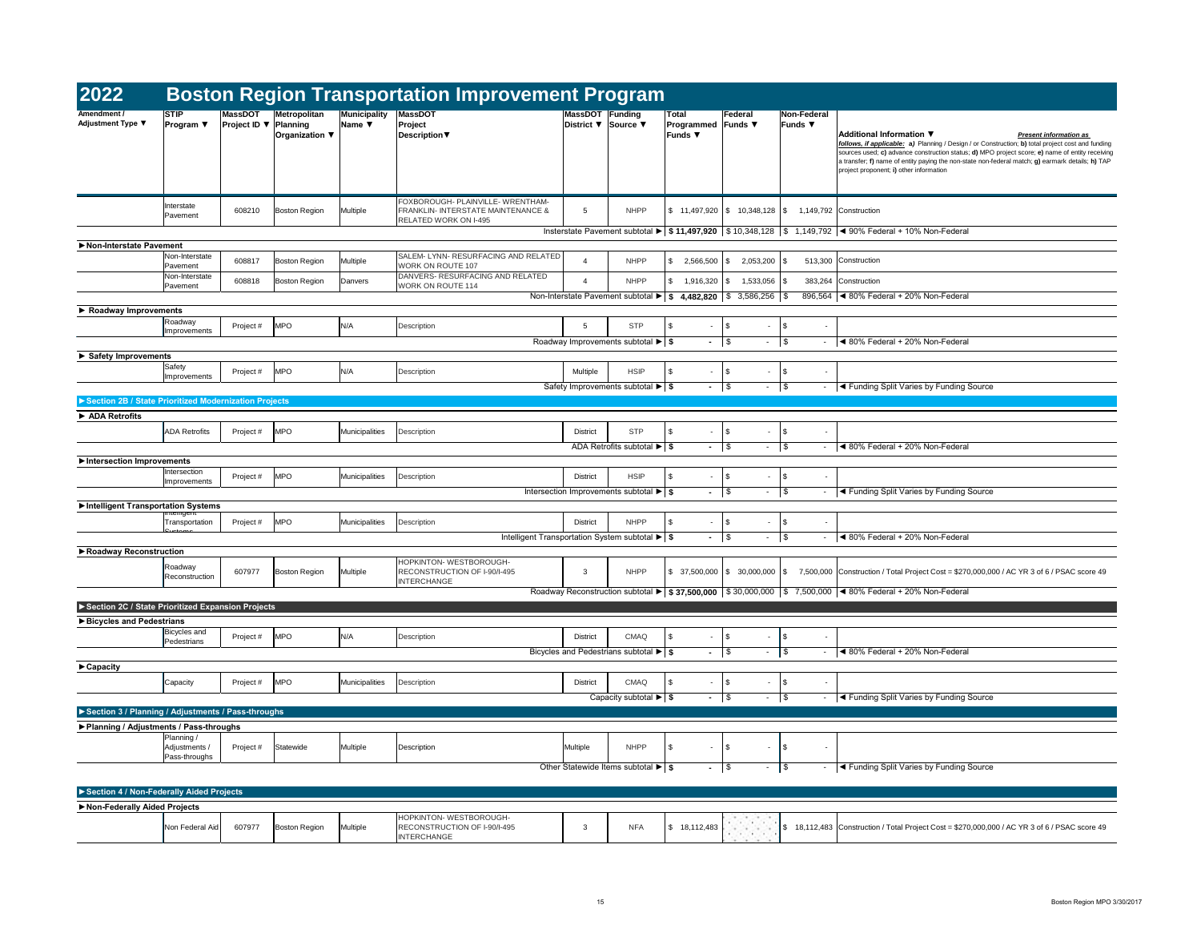# 2022 Boston Region Transportation Improvement Program

| Amendment / Adjustment Type ▼ | STIP Program ▼ | MassDOT Project ID ▼ | Metropolitan Planning Organization ▼ | Municipality Name ▼ | MassDOT Project Description▼ | MassDOT District ▼ | Funding Source ▼ | Total Programmed Funds ▼ | Federal Funds ▼ | Non-Federal Funds ▼ | Additional Information ▼ *Present information as follows, if applicable: a) Planning / Design / or Construction; b) total project cost and funding sources used; c) advance construction status; d) MPO project score; e) name of entity receiving a transfer; f) name of entity paying the non-state non-federal match; g) earmark details; h) TAP project proponent; i) other information* |
|---|---|---|---|---|---|---|---|---|---|---|---|
| | Interstate Pavement | 608210 | Boston Region | Multiple | FOXBOROUGH- PLAINVILLE- WRENTHAM- FRANKLIN- INTERSTATE MAINTENANCE & RELATED WORK ON I-495 | 5 | NHPP | $ 11,497,920 | $ 10,348,128 | $ 1,149,792 | Construction |
| | | | | | | | Insterstate Pavement subtotal ► | $ 11,497,920 | $ 10,348,128 | $ 1,149,792 | ◄ 90% Federal + 10% Non-Federal |
| **►Non-Interstate Pavement** | | | | | | | | | | | |
| | Non-Interstate Pavement | 608817 | Boston Region | Multiple | SALEM- LYNN- RESURFACING AND RELATED WORK ON ROUTE 107 | 4 | NHPP | $ 2,566,500 | $ 2,053,200 | $ 513,300 | Construction |
| | Non-Interstate Pavement | 608818 | Boston Region | Danvers | DANVERS- RESURFACING AND RELATED WORK ON ROUTE 114 | 4 | NHPP | $ 1,916,320 | $ 1,533,056 | $ 383,264 | Construction |
| | | | | | | | Non-Interstate Pavement subtotal ► | $ 4,482,820 | $ 3,586,256 | $ 896,564 | ◄ 80% Federal + 20% Non-Federal |
| **► Roadway Improvements** | | | | | | | | | | | |
| | Roadway Improvements | Project # | MPO | N/A | Description | 5 | STP | $ - | $ - | $ - | |
| | | | | | | | Roadway Improvements subtotal ► | $ - | $ - | $ - | ◄ 80% Federal + 20% Non-Federal |
| **► Safety Improvements** | | | | | | | | | | | |
| | Safety Improvements | Project # | MPO | N/A | Description | Multiple | HSIP | $ - | $ - | $ - | |
| | | | | | | | Safety Improvements subtotal ► | $ - | $ - | $ - | ◄ Funding Split Varies by Funding Source |
| **►Section 2B / State Prioritized Modernization Projects** | | | | | | | | | | | |
| **► ADA Retrofits** | | | | | | | | | | | |
| | ADA Retrofits | Project # | MPO | Municipalities | Description | District | STP | $ - | $ - | $ - | |
| | | | | | | | ADA Retrofits subtotal ► | $ - | $ - | $ - | ◄ 80% Federal + 20% Non-Federal |
| **►Intersection Improvements** | | | | | | | | | | | |
| | Intersection Improvements | Project # | MPO | Municipalities | Description | District | HSIP | $ - | $ - | $ - | |
| | | | | | | | Intersection Improvements subtotal ► | $ - | $ - | $ - | ◄ Funding Split Varies by Funding Source |
| **►Intelligent Transportation Systems** | | | | | | | | | | | |
| | Intelligent Transportation Systems | Project # | MPO | Municipalities | Description | District | NHPP | $ - | $ - | $ - | |
| | | | | | | | Intelligent Transportation System subtotal ► | $ - | $ - | $ - | ◄ 80% Federal + 20% Non-Federal |
| **►Roadway Reconstruction** | | | | | | | | | | | |
| | Roadway Reconstruction | 607977 | Boston Region | Multiple | HOPKINTON- WESTBOROUGH- RECONSTRUCTION OF I-90/I-495 INTERCHANGE | 3 | NHPP | $ 37,500,000 | $ 30,000,000 | $ 7,500,000 | Construction / Total Project Cost = $270,000,000 / AC YR 3 of 6 / PSAC score 49 |
| | | | | | | | Roadway Reconstruction subtotal ► | $ 37,500,000 | $ 30,000,000 | $ 7,500,000 | ◄ 80% Federal + 20% Non-Federal |
| **►Section 2C / State Prioritized Expansion Projects** | | | | | | | | | | | |
| **►Bicycles and Pedestrians** | | | | | | | | | | | |
| | Bicycles and Pedestrians | Project # | MPO | N/A | Description | District | CMAQ | $ - | $ - | $ - | |
| | | | | | | | Bicycles and Pedestrians subtotal ► | $ - | $ - | $ - | ◄ 80% Federal + 20% Non-Federal |
| **►Capacity** | | | | | | | | | | | |
| | Capacity | Project # | MPO | Municipalities | Description | District | CMAQ | $ - | $ - | $ - | |
| | | | | | | | Capacity subtotal ► | $ - | $ - | $ - | ◄ Funding Split Varies by Funding Source |
| **►Section 3 / Planning / Adjustments / Pass-throughs** | | | | | | | | | | | |
| **►Planning / Adjustments / Pass-throughs** | | | | | | | | | | | |
| | Planning / Adjustments / Pass-throughs | Project # | Statewide | Multiple | Description | Multiple | NHPP | $ - | $ - | $ - | |
| | | | | | | | Other Statewide Items subtotal ► | $ - | $ - | $ - | ◄ Funding Split Varies by Funding Source |
| **►Section 4 / Non-Federally Aided Projects** | | | | | | | | | | | |
| **►Non-Federally Aided Projects** | | | | | | | | | | | |
| | Non Federal Aid | 607977 | Boston Region | Multiple | HOPKINTON- WESTBOROUGH- RECONSTRUCTION OF I-90/I-495 INTERCHANGE | 3 | NFA | $ 18,112,483 | | $ 18,112,483 | Construction / Total Project Cost = $270,000,000 / AC YR 3 of 6 / PSAC score 49 |

Boston Region MPO 3/30/2017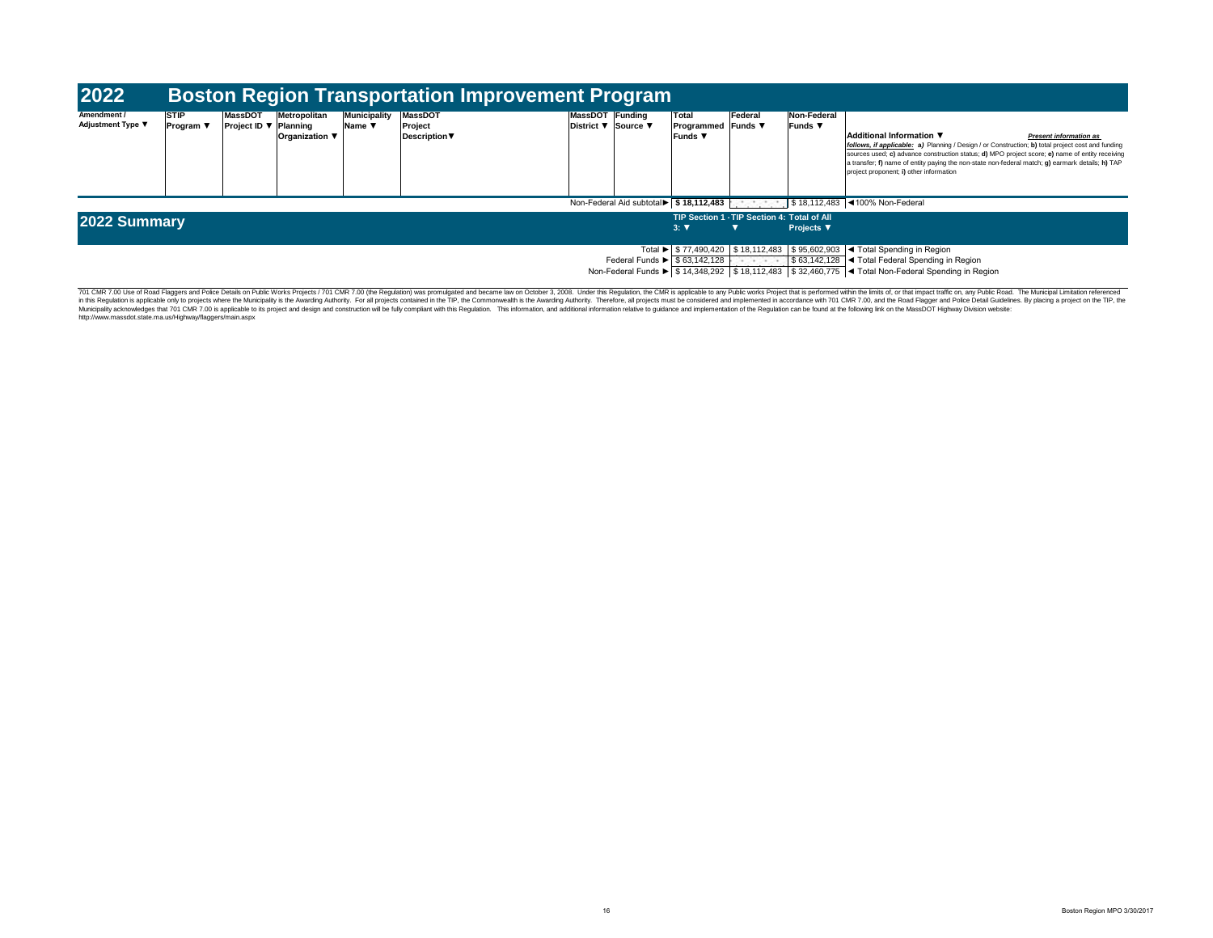# 2022 Boston Region Transportation Improvement Program

| Amendment / Adjustment Type ▼ | STIP Program ▼ | MassDOT Project ID ▼ | Metropolitan Planning Organization ▼ | Municipality Name ▼ | MassDOT Project Description▼ | MassDOT District ▼ | Funding Source ▼ | Total Programmed Funds ▼ | Federal Funds ▼ | Non-Federal Funds ▼ | Additional Information ▼ *Present information as follows, if applicable:* **a)** Planning / Design / or Construction; **b)** total project cost and funding sources used; **c)** advance construction status; **d)** MPO project score; **e)** name of entity receiving a transfer; **f)** name of entity paying the non-state non-federal match; **g)** earmark details; **h)** TAP project proponent; **i)** other information |
|---|---|---|---|---|---|---|---|---|---|---|---|
| | | | | | | | Non-Federal Aid subtotal► | **$ 18,112,483** | | $ 18,112,483 | ◄100% Non-Federal |

## 2022 Summary

| | TIP Section 1 - 3: ▼ | TIP Section 4: ▼ | Total of All Projects ▼ | |
|---|---|---|---|---|
| Total ► | $ 77,490,420 | $ 18,112,483 | $ 95,602,903 | ◄ Total Spending in Region |
| Federal Funds ► | $ 63,142,128 | | $ 63,142,128 | ◄ Total Federal Spending in Region |
| Non-Federal Funds ► | $ 14,348,292 | $ 18,112,483 | $ 32,460,775 | ◄ Total Non-Federal Spending in Region |

701 CMR 7.00 Use of Road Flaggers and Police Details on Public Works Projects / 701 CMR 7.00 (the Regulation) was promulgated and became law on October 3, 2008. Under this Regulation, the CMR is applicable to any Public works Project that is performed within the limits of, or that impact traffic on, any Public Road. The Municipal Limitation referenced in this Regulation is applicable only to projects where the Municipality is the Awarding Authority. For all projects contained in the TIP, the Commonwealth is the Awarding Authority. Therefore, all projects must be considered and implemented in accordance with 701 CMR 7.00, and the Road Flagger and Police Detail Guidelines. By placing a project on the TIP, the Municipality acknowledges that 701 CMR 7.00 is applicable to its project and design and construction will be fully compliant with this Regulation. This information, and additional information relative to guidance and implementation of the Regulation can be found at the following link on the MassDOT Highway Division website: http://www.massdot.state.ma.us/Highway/flaggers/main.aspx

Boston Region MPO 3/30/2017